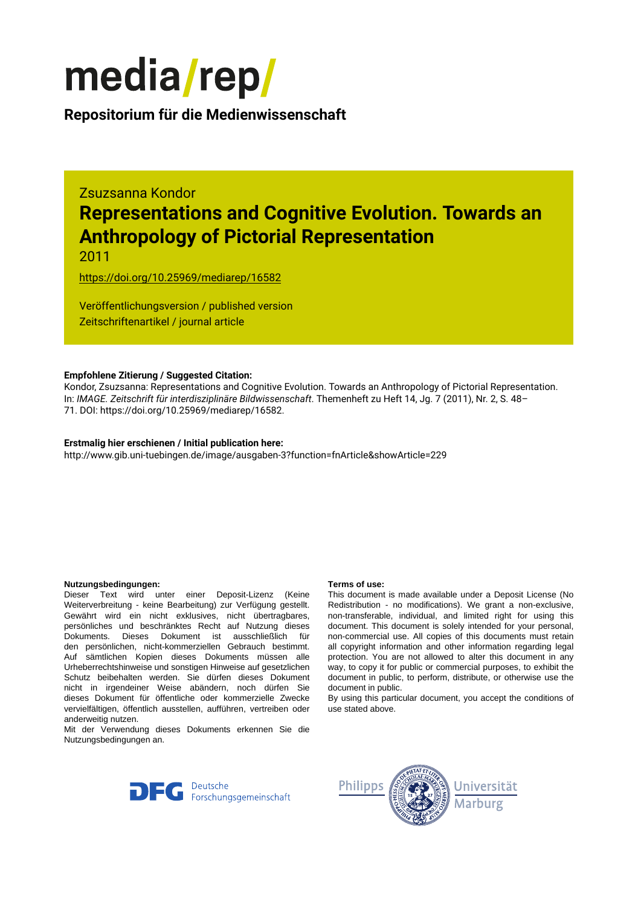# media/rep/

**Repositorium für die Medienwissenschaft**

Zsuzsanna Kondor

## Representations and Cognitive Evolution. Towards an Anthropology of Pictorial Representation

2011

https://doi.org/10.25969/mediarep/16582

Veröffentlichungsversion / published version
Zeitschriftenartikel / journal article

**Empfohlene Zitierung / Suggested Citation:**
Kondor, Zsuzsanna: Representations and Cognitive Evolution. Towards an Anthropology of Pictorial Representation. In: *IMAGE. Zeitschrift für interdisziplinäre Bildwissenschaft*. Themenheft zu Heft 14, Jg. 7 (2011), Nr. 2, S. 48–71. DOI: https://doi.org/10.25969/mediarep/16582.

**Erstmalig hier erschienen / Initial publication here:**
http://www.gib.uni-tuebingen.de/image/ausgaben-3?function=fnArticle&showArticle=229

**Nutzungsbedingungen:**
Dieser Text wird unter einer Deposit-Lizenz (Keine Weiterverbreitung - keine Bearbeitung) zur Verfügung gestellt. Gewährt wird ein nicht exklusives, nicht übertragbares, persönliches und beschränktes Recht auf Nutzung dieses Dokuments. Dieses Dokument ist ausschließlich für den persönlichen, nicht-kommerziellen Gebrauch bestimmt. Auf sämtlichen Kopien dieses Dokuments müssen alle Urheberrechtshinweise und sonstigen Hinweise auf gesetzlichen Schutz beibehalten werden. Sie dürfen dieses Dokument nicht in irgendeiner Weise abändern, noch dürfen Sie dieses Dokument für öffentliche oder kommerzielle Zwecke vervielfältigen, öffentlich ausstellen, aufführen, vertreiben oder anderweitig nutzen.
Mit der Verwendung dieses Dokuments erkennen Sie die Nutzungsbedingungen an.

**Terms of use:**
This document is made available under a Deposit License (No Redistribution - no modifications). We grant a non-exclusive, non-transferable, individual, and limited right for using this document. This document is solely intended for your personal, non-commercial use. All copies of this documents must retain all copyright information and other information regarding legal protection. You are not allowed to alter this document in any way, to copy it for public or commercial purposes, to exhibit the document in public, to perform, distribute, or otherwise use the document in public.
By using this particular document, you accept the conditions of use stated above.

Deutsche Forschungsgemeinschaft

Philipps Universität Marburg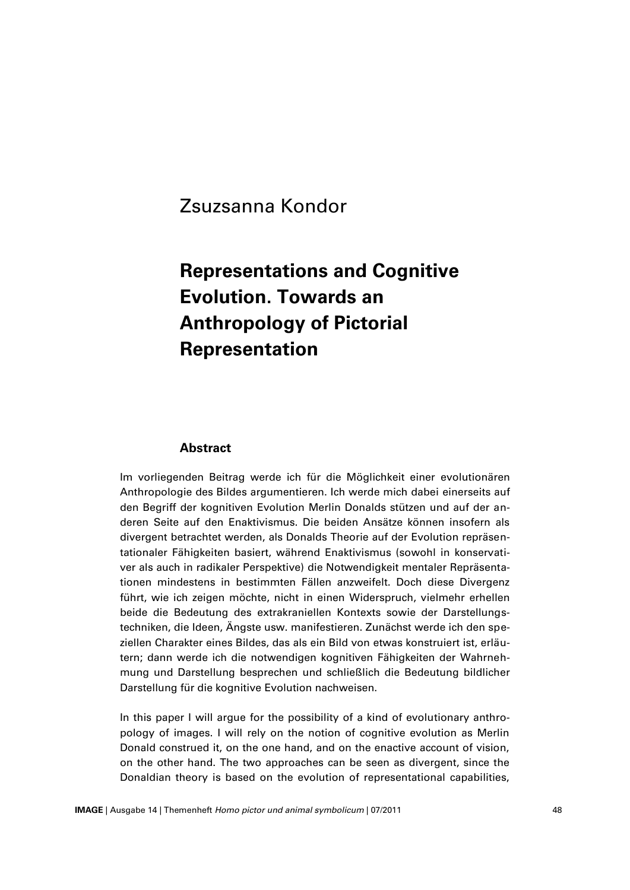Zsuzsanna Kondor

# Representations and Cognitive Evolution. Towards an Anthropology of Pictorial Representation

## Abstract

Im vorliegenden Beitrag werde ich für die Möglichkeit einer evolutionären Anthropologie des Bildes argumentieren. Ich werde mich dabei einerseits auf den Begriff der kognitiven Evolution Merlin Donalds stützen und auf der anderen Seite auf den Enaktivismus. Die beiden Ansätze können insofern als divergent betrachtet werden, als Donalds Theorie auf der Evolution repräsentationaler Fähigkeiten basiert, während Enaktivismus (sowohl in konservativer als auch in radikaler Perspektive) die Notwendigkeit mentaler Repräsentationen mindestens in bestimmten Fällen anzweifelt. Doch diese Divergenz führt, wie ich zeigen möchte, nicht in einen Widerspruch, vielmehr erhellen beide die Bedeutung des extrakraniellen Kontexts sowie der Darstellungstechniken, die Ideen, Ängste usw. manifestieren. Zunächst werde ich den speziellen Charakter eines Bildes, das als ein Bild von etwas konstruiert ist, erläutern; dann werde ich die notwendigen kognitiven Fähigkeiten der Wahrnehmung und Darstellung besprechen und schließlich die Bedeutung bildlicher Darstellung für die kognitive Evolution nachweisen.

In this paper I will argue for the possibility of a kind of evolutionary anthropology of images. I will rely on the notion of cognitive evolution as Merlin Donald construed it, on the one hand, and on the enactive account of vision, on the other hand. The two approaches can be seen as divergent, since the Donaldian theory is based on the evolution of representational capabilities,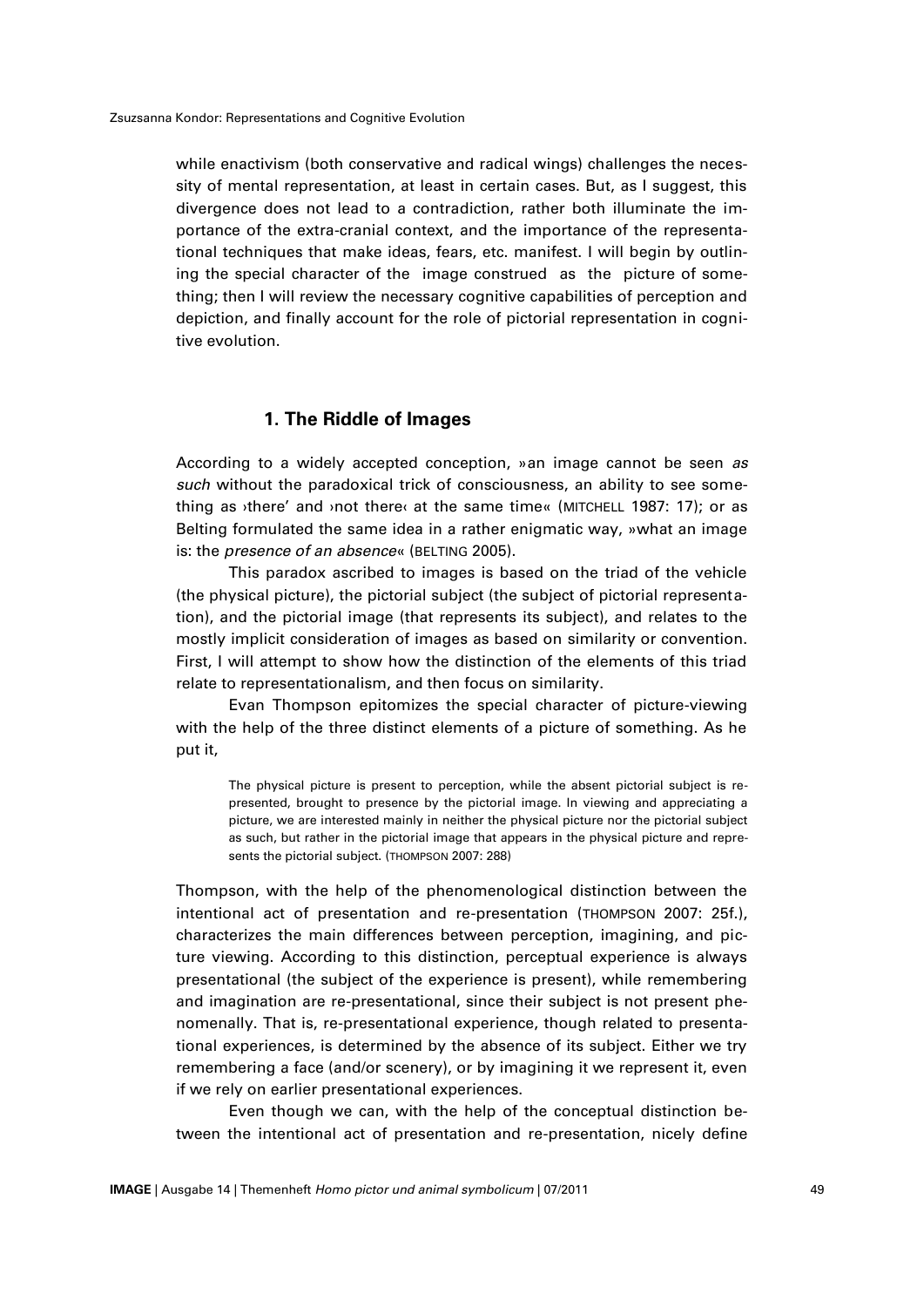while enactivism (both conservative and radical wings) challenges the necessity of mental representation, at least in certain cases. But, as I suggest, this divergence does not lead to a contradiction, rather both illuminate the importance of the extra-cranial context, and the importance of the representational techniques that make ideas, fears, etc. manifest. I will begin by outlining the special character of the image construed as the picture of something; then I will review the necessary cognitive capabilities of perception and depiction, and finally account for the role of pictorial representation in cognitive evolution.

## 1. The Riddle of Images

According to a widely accepted conception, »an image cannot be seen *as such* without the paradoxical trick of consciousness, an ability to see something as ›there' and ›not there‹ at the same time« (MITCHELL 1987: 17); or as Belting formulated the same idea in a rather enigmatic way, »what an image is: the *presence of an absence*« (BELTING 2005).

This paradox ascribed to images is based on the triad of the vehicle (the physical picture), the pictorial subject (the subject of pictorial representation), and the pictorial image (that represents its subject), and relates to the mostly implicit consideration of images as based on similarity or convention. First, I will attempt to show how the distinction of the elements of this triad relate to representationalism, and then focus on similarity.

Evan Thompson epitomizes the special character of picture-viewing with the help of the three distinct elements of a picture of something. As he put it,

> The physical picture is present to perception, while the absent pictorial subject is re-presented, brought to presence by the pictorial image. In viewing and appreciating a picture, we are interested mainly in neither the physical picture nor the pictorial subject as such, but rather in the pictorial image that appears in the physical picture and represents the pictorial subject. (THOMPSON 2007: 288)

Thompson, with the help of the phenomenological distinction between the intentional act of presentation and re-presentation (THOMPSON 2007: 25f.), characterizes the main differences between perception, imagining, and picture viewing. According to this distinction, perceptual experience is always presentational (the subject of the experience is present), while remembering and imagination are re-presentational, since their subject is not present phenomenally. That is, re-presentational experience, though related to presentational experiences, is determined by the absence of its subject. Either we try remembering a face (and/or scenery), or by imagining it we represent it, even if we rely on earlier presentational experiences.

Even though we can, with the help of the conceptual distinction between the intentional act of presentation and re-presentation, nicely define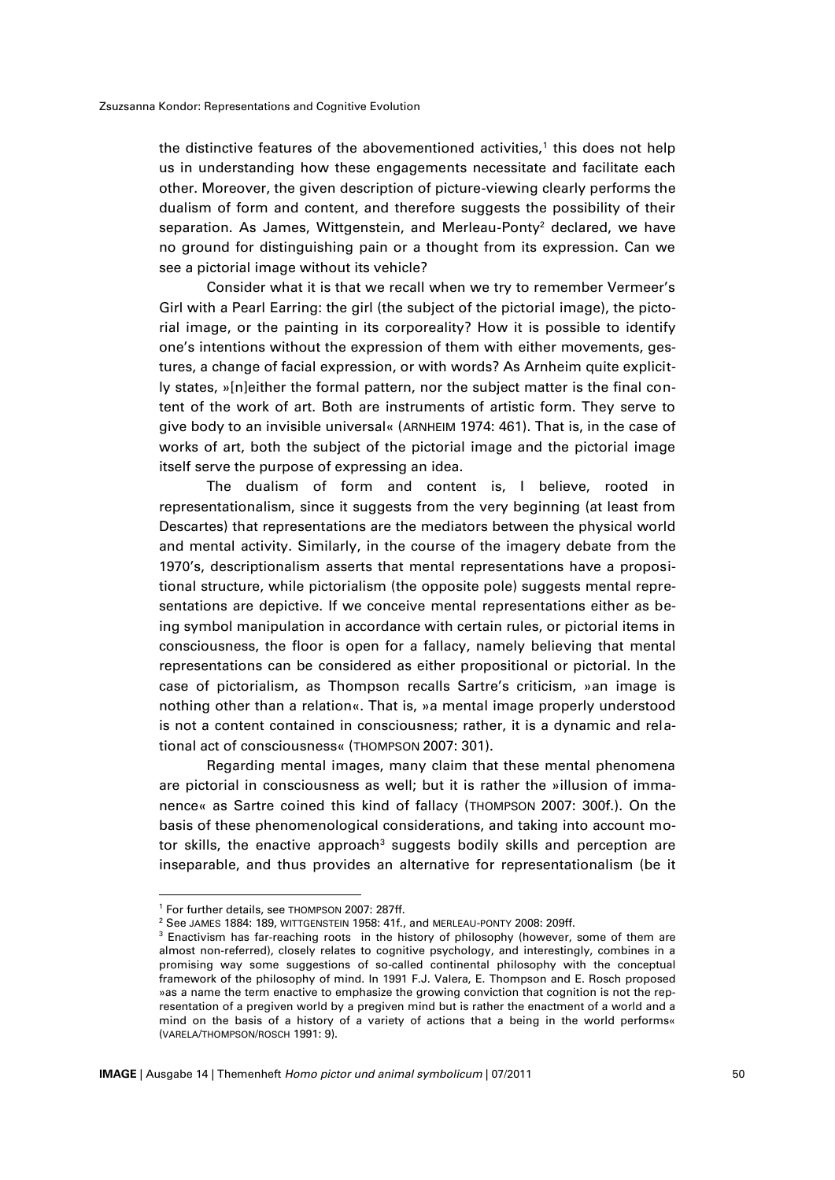the distinctive features of the abovementioned activities,[1] this does not help us in understanding how these engagements necessitate and facilitate each other. Moreover, the given description of picture-viewing clearly performs the dualism of form and content, and therefore suggests the possibility of their separation. As James, Wittgenstein, and Merleau-Ponty[2] declared, we have no ground for distinguishing pain or a thought from its expression. Can we see a pictorial image without its vehicle?

Consider what it is that we recall when we try to remember Vermeer's Girl with a Pearl Earring: the girl (the subject of the pictorial image), the pictorial image, or the painting in its corporeality? How it is possible to identify one's intentions without the expression of them with either movements, gestures, a change of facial expression, or with words? As Arnheim quite explicitly states, »[n]either the formal pattern, nor the subject matter is the final content of the work of art. Both are instruments of artistic form. They serve to give body to an invisible universal« (ARNHEIM 1974: 461). That is, in the case of works of art, both the subject of the pictorial image and the pictorial image itself serve the purpose of expressing an idea.

The dualism of form and content is, I believe, rooted in representationalism, since it suggests from the very beginning (at least from Descartes) that representations are the mediators between the physical world and mental activity. Similarly, in the course of the imagery debate from the 1970's, descriptionalism asserts that mental representations have a propositional structure, while pictorialism (the opposite pole) suggests mental representations are depictive. If we conceive mental representations either as being symbol manipulation in accordance with certain rules, or pictorial items in consciousness, the floor is open for a fallacy, namely believing that mental representations can be considered as either propositional or pictorial. In the case of pictorialism, as Thompson recalls Sartre's criticism, »an image is nothing other than a relation«. That is, »a mental image properly understood is not a content contained in consciousness; rather, it is a dynamic and relational act of consciousness« (THOMPSON 2007: 301).

Regarding mental images, many claim that these mental phenomena are pictorial in consciousness as well; but it is rather the »illusion of immanence« as Sartre coined this kind of fallacy (THOMPSON 2007: 300f.). On the basis of these phenomenological considerations, and taking into account motor skills, the enactive approach[3] suggests bodily skills and perception are inseparable, and thus provides an alternative for representationalism (be it

---

[1] For further details, see THOMPSON 2007: 287ff.

[2] See JAMES 1884: 189, WITTGENSTEIN 1958: 41f., and MERLEAU-PONTY 2008: 209ff.

[3] Enactivism has far-reaching roots in the history of philosophy (however, some of them are almost non-referred), closely relates to cognitive psychology, and interestingly, combines in a promising way some suggestions of so-called continental philosophy with the conceptual framework of the philosophy of mind. In 1991 F.J. Valera, E. Thompson and E. Rosch proposed »as a name the term enactive to emphasize the growing conviction that cognition is not the representation of a pregiven world by a pregiven mind but is rather the enactment of a world and a mind on the basis of a history of a variety of actions that a being in the world performs« (VARELA/THOMPSON/ROSCH 1991: 9).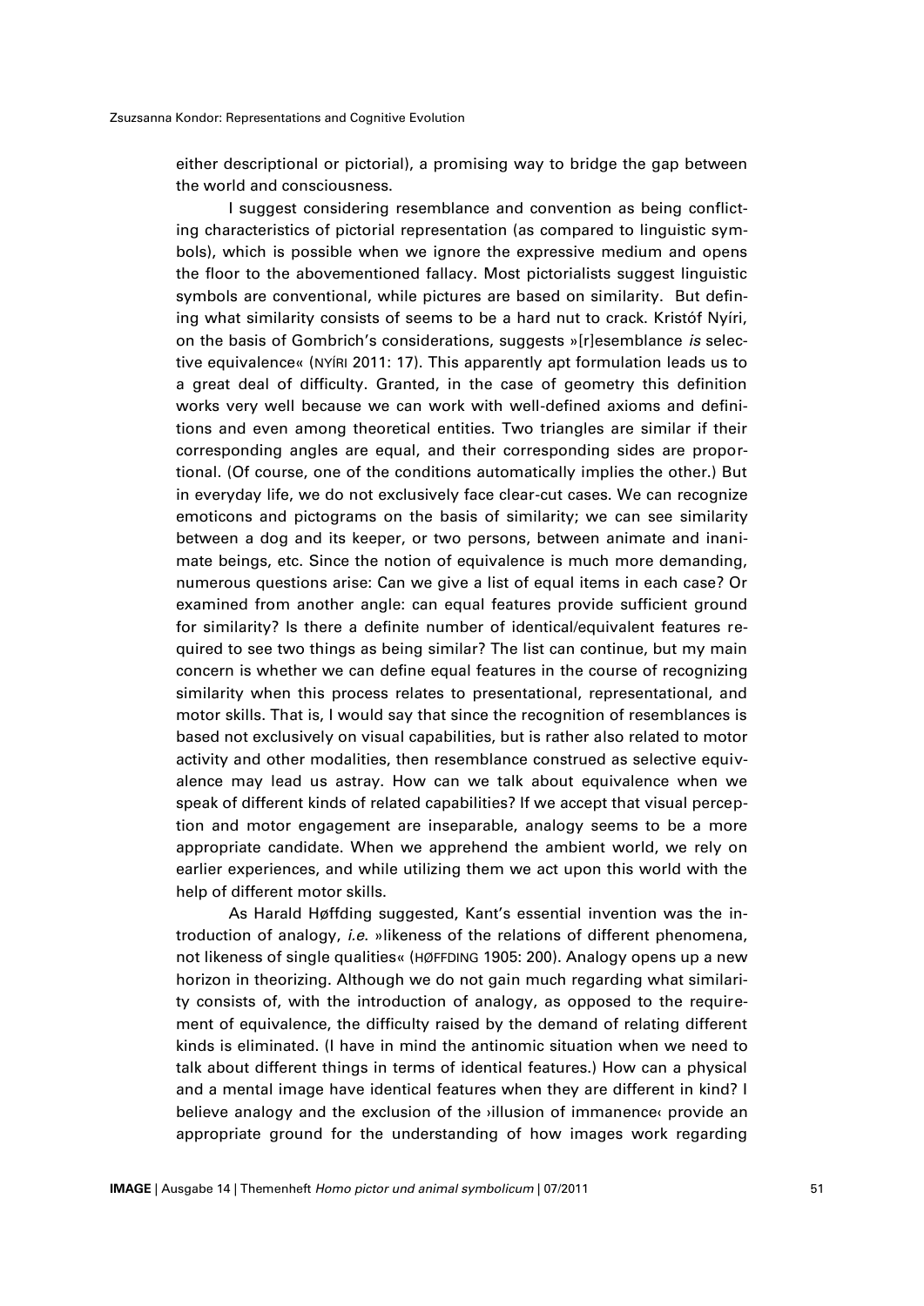either descriptional or pictorial), a promising way to bridge the gap between the world and consciousness.

I suggest considering resemblance and convention as being conflicting characteristics of pictorial representation (as compared to linguistic symbols), which is possible when we ignore the expressive medium and opens the floor to the abovementioned fallacy. Most pictorialists suggest linguistic symbols are conventional, while pictures are based on similarity. But defining what similarity consists of seems to be a hard nut to crack. Kristóf Nyíri, on the basis of Gombrich's considerations, suggests »[r]esemblance *is* selective equivalence« (NYÍRI 2011: 17). This apparently apt formulation leads us to a great deal of difficulty. Granted, in the case of geometry this definition works very well because we can work with well-defined axioms and definitions and even among theoretical entities. Two triangles are similar if their corresponding angles are equal, and their corresponding sides are proportional. (Of course, one of the conditions automatically implies the other.) But in everyday life, we do not exclusively face clear-cut cases. We can recognize emoticons and pictograms on the basis of similarity; we can see similarity between a dog and its keeper, or two persons, between animate and inanimate beings, etc. Since the notion of equivalence is much more demanding, numerous questions arise: Can we give a list of equal items in each case? Or examined from another angle: can equal features provide sufficient ground for similarity? Is there a definite number of identical/equivalent features required to see two things as being similar? The list can continue, but my main concern is whether we can define equal features in the course of recognizing similarity when this process relates to presentational, representational, and motor skills. That is, I would say that since the recognition of resemblances is based not exclusively on visual capabilities, but is rather also related to motor activity and other modalities, then resemblance construed as selective equivalence may lead us astray. How can we talk about equivalence when we speak of different kinds of related capabilities? If we accept that visual perception and motor engagement are inseparable, analogy seems to be a more appropriate candidate. When we apprehend the ambient world, we rely on earlier experiences, and while utilizing them we act upon this world with the help of different motor skills.

As Harald Høffding suggested, Kant's essential invention was the introduction of analogy, *i.e.* »likeness of the relations of different phenomena, not likeness of single qualities« (HØFFDING 1905: 200). Analogy opens up a new horizon in theorizing. Although we do not gain much regarding what similarity consists of, with the introduction of analogy, as opposed to the requirement of equivalence, the difficulty raised by the demand of relating different kinds is eliminated. (I have in mind the antinomic situation when we need to talk about different things in terms of identical features.) How can a physical and a mental image have identical features when they are different in kind? I believe analogy and the exclusion of the ›illusion of immanence‹ provide an appropriate ground for the understanding of how images work regarding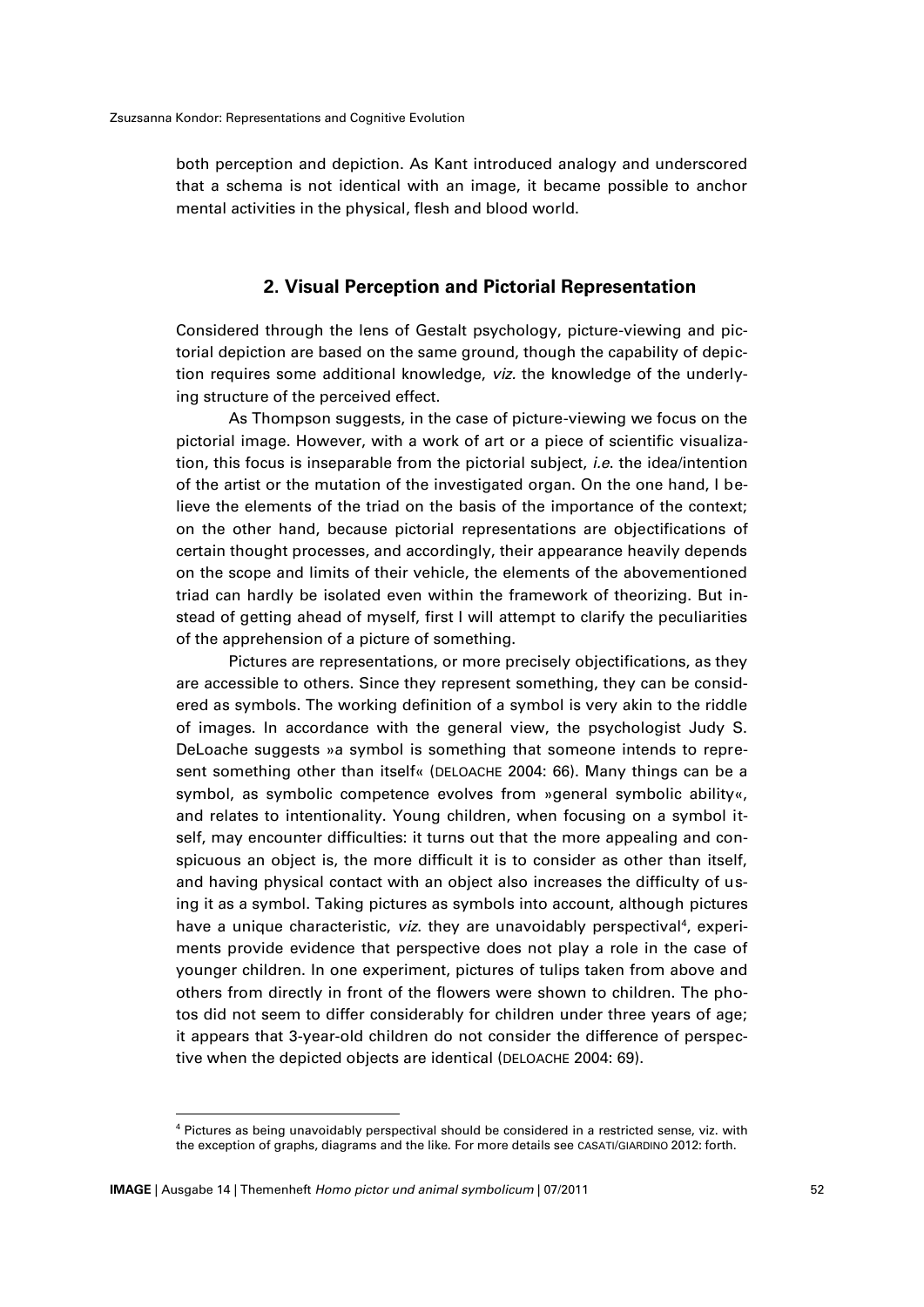both perception and depiction. As Kant introduced analogy and underscored that a schema is not identical with an image, it became possible to anchor mental activities in the physical, flesh and blood world.

## 2. Visual Perception and Pictorial Representation

Considered through the lens of Gestalt psychology, picture-viewing and pictorial depiction are based on the same ground, though the capability of depiction requires some additional knowledge, *viz.* the knowledge of the underlying structure of the perceived effect.

As Thompson suggests, in the case of picture-viewing we focus on the pictorial image. However, with a work of art or a piece of scientific visualization, this focus is inseparable from the pictorial subject, *i.e.* the idea/intention of the artist or the mutation of the investigated organ. On the one hand, I believe the elements of the triad on the basis of the importance of the context; on the other hand, because pictorial representations are objectifications of certain thought processes, and accordingly, their appearance heavily depends on the scope and limits of their vehicle, the elements of the abovementioned triad can hardly be isolated even within the framework of theorizing. But instead of getting ahead of myself, first I will attempt to clarify the peculiarities of the apprehension of a picture of something.

Pictures are representations, or more precisely objectifications, as they are accessible to others. Since they represent something, they can be considered as symbols. The working definition of a symbol is very akin to the riddle of images. In accordance with the general view, the psychologist Judy S. DeLoache suggests »a symbol is something that someone intends to represent something other than itself« (DELOACHE 2004: 66). Many things can be a symbol, as symbolic competence evolves from »general symbolic ability«, and relates to intentionality. Young children, when focusing on a symbol itself, may encounter difficulties: it turns out that the more appealing and conspicuous an object is, the more difficult it is to consider as other than itself, and having physical contact with an object also increases the difficulty of using it as a symbol. Taking pictures as symbols into account, although pictures have a unique characteristic, *viz.* they are unavoidably perspectival[4], experiments provide evidence that perspective does not play a role in the case of younger children. In one experiment, pictures of tulips taken from above and others from directly in front of the flowers were shown to children. The photos did not seem to differ considerably for children under three years of age; it appears that 3-year-old children do not consider the difference of perspective when the depicted objects are identical (DELOACHE 2004: 69).

[4] Pictures as being unavoidably perspectival should be considered in a restricted sense, viz. with the exception of graphs, diagrams and the like. For more details see CASATI/GIARDINO 2012: forth.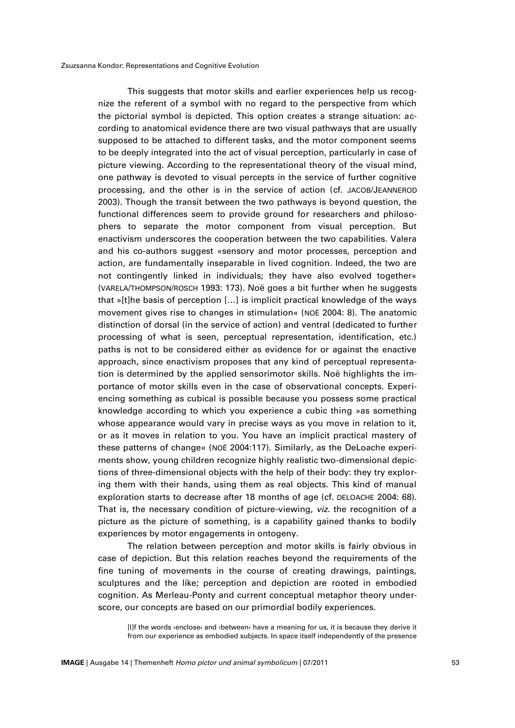This suggests that motor skills and earlier experiences help us recognize the referent of a symbol with no regard to the perspective from which the pictorial symbol is depicted. This option creates a strange situation: according to anatomical evidence there are two visual pathways that are usually supposed to be attached to different tasks, and the motor component seems to be deeply integrated into the act of visual perception, particularly in case of picture viewing. According to the representational theory of the visual mind, one pathway is devoted to visual percepts in the service of further cognitive processing, and the other is in the service of action (cf. JACOB/JEANNEROD 2003). Though the transit between the two pathways is beyond question, the functional differences seem to provide ground for researchers and philosophers to separate the motor component from visual perception. But enactivism underscores the cooperation between the two capabilities. Valera and his co-authors suggest »sensory and motor processes, perception and action, are fundamentally inseparable in lived cognition. Indeed, the two are not contingently linked in individuals; they have also evolved together« (VARELA/THOMPSON/ROSCH 1993: 173). Noë goes a bit further when he suggests that »[t]he basis of perception [...] is implicit practical knowledge of the ways movement gives rise to changes in stimulation« (NOË 2004: 8). The anatomic distinction of dorsal (in the service of action) and ventral (dedicated to further processing of what is seen, perceptual representation, identification, etc.) paths is not to be considered either as evidence for or against the enactive approach, since enactivism proposes that any kind of perceptual representation is determined by the applied sensorimotor skills. Noë highlights the importance of motor skills even in the case of observational concepts. Experiencing something as cubical is possible because you possess some practical knowledge according to which you experience a cubic thing »as something whose appearance would vary in precise ways as you move in relation to it, or as it moves in relation to you. You have an implicit practical mastery of these patterns of change« (NOË 2004:117). Similarly, as the DeLoache experiments show, young children recognize highly realistic two-dimensional depictions of three-dimensional objects with the help of their body: they try exploring them with their hands, using them as real objects. This kind of manual exploration starts to decrease after 18 months of age (cf. DELOACHE 2004: 68). That is, the necessary condition of picture-viewing, *viz*. the recognition of a picture as the picture of something, is a capability gained thanks to bodily experiences by motor engagements in ontogeny.

The relation between perception and motor skills is fairly obvious in case of depiction. But this relation reaches beyond the requirements of the fine tuning of movements in the course of creating drawings, paintings, sculptures and the like; perception and depiction are rooted in embodied cognition. As Merleau-Ponty and current conceptual metaphor theory underscore, our concepts are based on our primordial bodily experiences.

> [I]f the words ›enclose‹ and ›between‹ have a meaning for us, it is because they derive it from our experience as embodied subjects. In space itself independently of the presence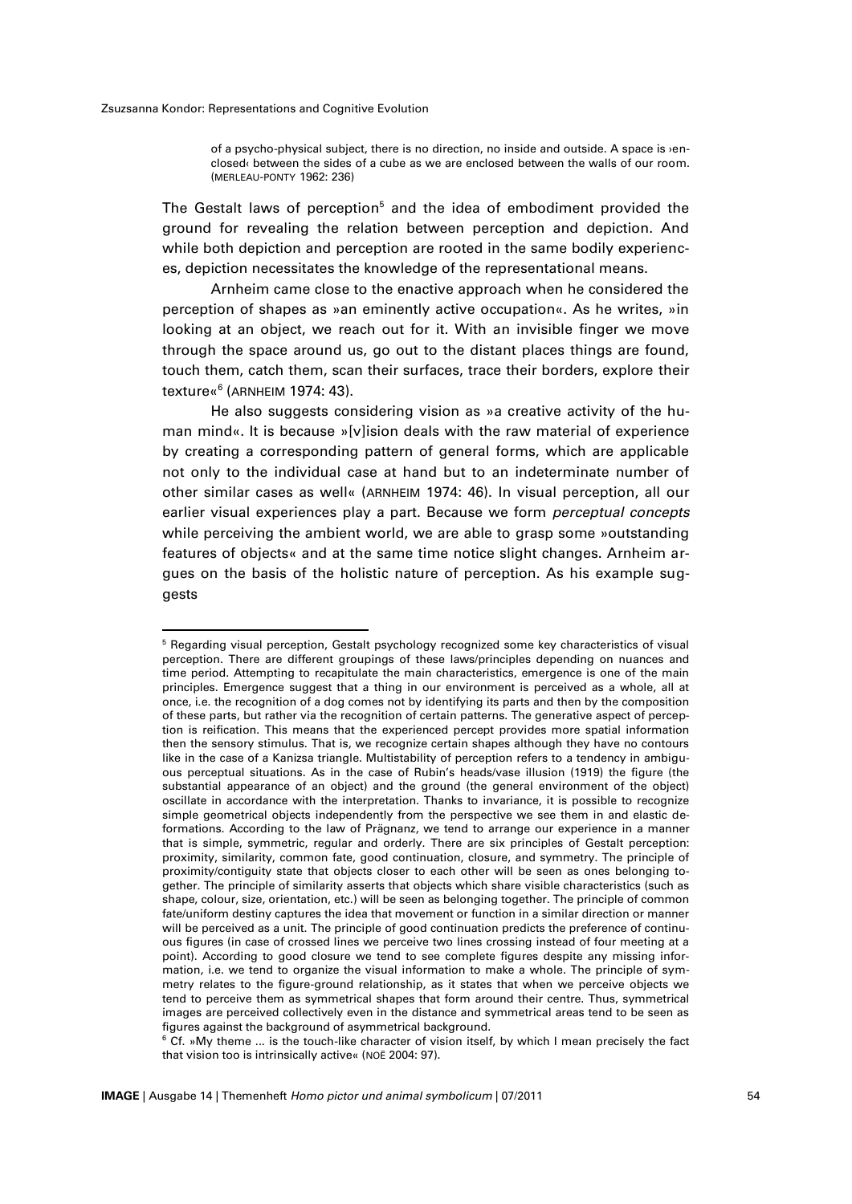> of a psycho-physical subject, there is no direction, no inside and outside. A space is ›enclosed‹ between the sides of a cube as we are enclosed between the walls of our room. (MERLEAU-PONTY 1962: 236)

The Gestalt laws of perception[5] and the idea of embodiment provided the ground for revealing the relation between perception and depiction. And while both depiction and perception are rooted in the same bodily experiences, depiction necessitates the knowledge of the representational means.

Arnheim came close to the enactive approach when he considered the perception of shapes as »an eminently active occupation«. As he writes, »in looking at an object, we reach out for it. With an invisible finger we move through the space around us, go out to the distant places things are found, touch them, catch them, scan their surfaces, trace their borders, explore their texture«[6] (ARNHEIM 1974: 43).

He also suggests considering vision as »a creative activity of the human mind«. It is because »[v]ision deals with the raw material of experience by creating a corresponding pattern of general forms, which are applicable not only to the individual case at hand but to an indeterminate number of other similar cases as well« (ARNHEIM 1974: 46). In visual perception, all our earlier visual experiences play a part. Because we form *perceptual concepts* while perceiving the ambient world, we are able to grasp some »outstanding features of objects« and at the same time notice slight changes. Arnheim argues on the basis of the holistic nature of perception. As his example suggests

---

[5] Regarding visual perception, Gestalt psychology recognized some key characteristics of visual perception. There are different groupings of these laws/principles depending on nuances and time period. Attempting to recapitulate the main characteristics, emergence is one of the main principles. Emergence suggest that a thing in our environment is perceived as a whole, all at once, i.e. the recognition of a dog comes not by identifying its parts and then by the composition of these parts, but rather via the recognition of certain patterns. The generative aspect of perception is reification. This means that the experienced percept provides more spatial information then the sensory stimulus. That is, we recognize certain shapes although they have no contours like in the case of a Kanizsa triangle. Multistability of perception refers to a tendency in ambiguous perceptual situations. As in the case of Rubin's heads/vase illusion (1919) the figure (the substantial appearance of an object) and the ground (the general environment of the object) oscillate in accordance with the interpretation. Thanks to invariance, it is possible to recognize simple geometrical objects independently from the perspective we see them in and elastic deformations. According to the law of Prägnanz, we tend to arrange our experience in a manner that is simple, symmetric, regular and orderly. There are six principles of Gestalt perception: proximity, similarity, common fate, good continuation, closure, and symmetry. The principle of proximity/contiguity state that objects closer to each other will be seen as ones belonging together. The principle of similarity asserts that objects which share visible characteristics (such as shape, colour, size, orientation, etc.) will be seen as belonging together. The principle of common fate/uniform destiny captures the idea that movement or function in a similar direction or manner will be perceived as a unit. The principle of good continuation predicts the preference of continuous figures (in case of crossed lines we perceive two lines crossing instead of four meeting at a point). According to good closure we tend to see complete figures despite any missing information, i.e. we tend to organize the visual information to make a whole. The principle of symmetry relates to the figure-ground relationship, as it states that when we perceive objects we tend to perceive them as symmetrical shapes that form around their centre. Thus, symmetrical images are perceived collectively even in the distance and symmetrical areas tend to be seen as figures against the background of asymmetrical background.

[6] Cf. »My theme ... is the touch-like character of vision itself, by which I mean precisely the fact that vision too is intrinsically active« (NOË 2004: 97).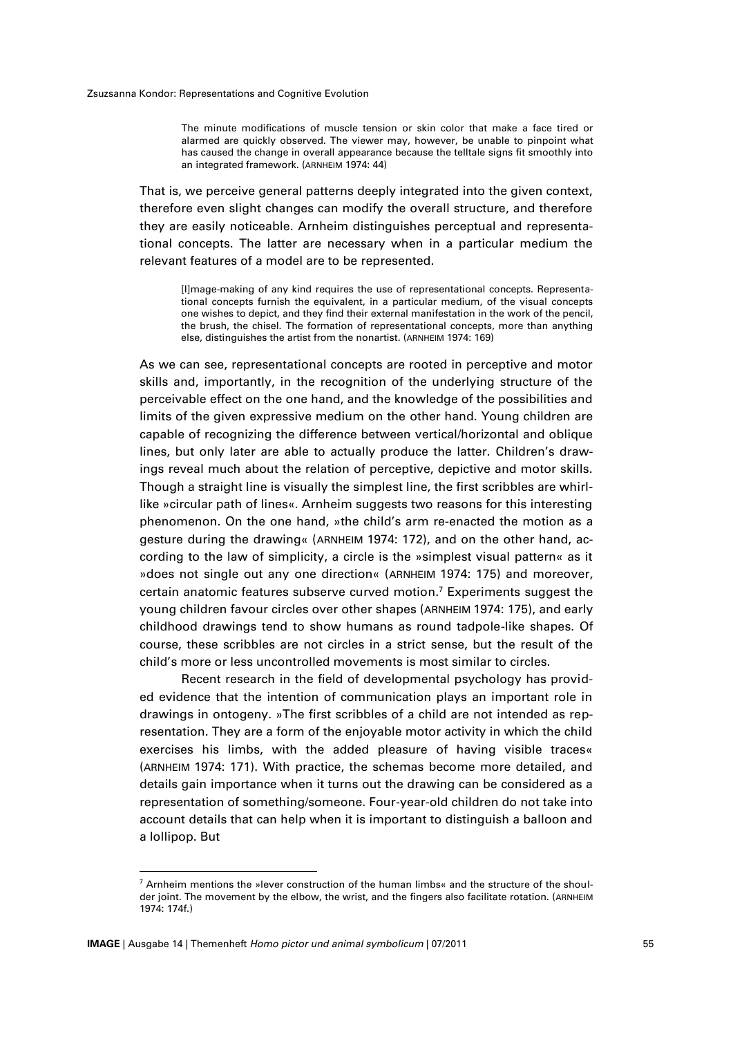> The minute modifications of muscle tension or skin color that make a face tired or alarmed are quickly observed. The viewer may, however, be unable to pinpoint what has caused the change in overall appearance because the telltale signs fit smoothly into an integrated framework. (ARNHEIM 1974: 44)

That is, we perceive general patterns deeply integrated into the given context, therefore even slight changes can modify the overall structure, and therefore they are easily noticeable. Arnheim distinguishes perceptual and representational concepts. The latter are necessary when in a particular medium the relevant features of a model are to be represented.

> [I]mage-making of any kind requires the use of representational concepts. Representational concepts furnish the equivalent, in a particular medium, of the visual concepts one wishes to depict, and they find their external manifestation in the work of the pencil, the brush, the chisel. The formation of representational concepts, more than anything else, distinguishes the artist from the nonartist. (ARNHEIM 1974: 169)

As we can see, representational concepts are rooted in perceptive and motor skills and, importantly, in the recognition of the underlying structure of the perceivable effect on the one hand, and the knowledge of the possibilities and limits of the given expressive medium on the other hand. Young children are capable of recognizing the difference between vertical/horizontal and oblique lines, but only later are able to actually produce the latter. Children's drawings reveal much about the relation of perceptive, depictive and motor skills. Though a straight line is visually the simplest line, the first scribbles are whirl-like »circular path of lines«. Arnheim suggests two reasons for this interesting phenomenon. On the one hand, »the child's arm re-enacted the motion as a gesture during the drawing« (ARNHEIM 1974: 172), and on the other hand, according to the law of simplicity, a circle is the »simplest visual pattern« as it »does not single out any one direction« (ARNHEIM 1974: 175) and moreover, certain anatomic features subserve curved motion.[7] Experiments suggest the young children favour circles over other shapes (ARNHEIM 1974: 175), and early childhood drawings tend to show humans as round tadpole-like shapes. Of course, these scribbles are not circles in a strict sense, but the result of the child's more or less uncontrolled movements is most similar to circles.

Recent research in the field of developmental psychology has provided evidence that the intention of communication plays an important role in drawings in ontogeny. »The first scribbles of a child are not intended as representation. They are a form of the enjoyable motor activity in which the child exercises his limbs, with the added pleasure of having visible traces« (ARNHEIM 1974: 171). With practice, the schemas become more detailed, and details gain importance when it turns out the drawing can be considered as a representation of something/someone. Four-year-old children do not take into account details that can help when it is important to distinguish a balloon and a lollipop. But

[7] Arnheim mentions the »lever construction of the human limbs« and the structure of the shoulder joint. The movement by the elbow, the wrist, and the fingers also facilitate rotation. (ARNHEIM 1974: 174f.)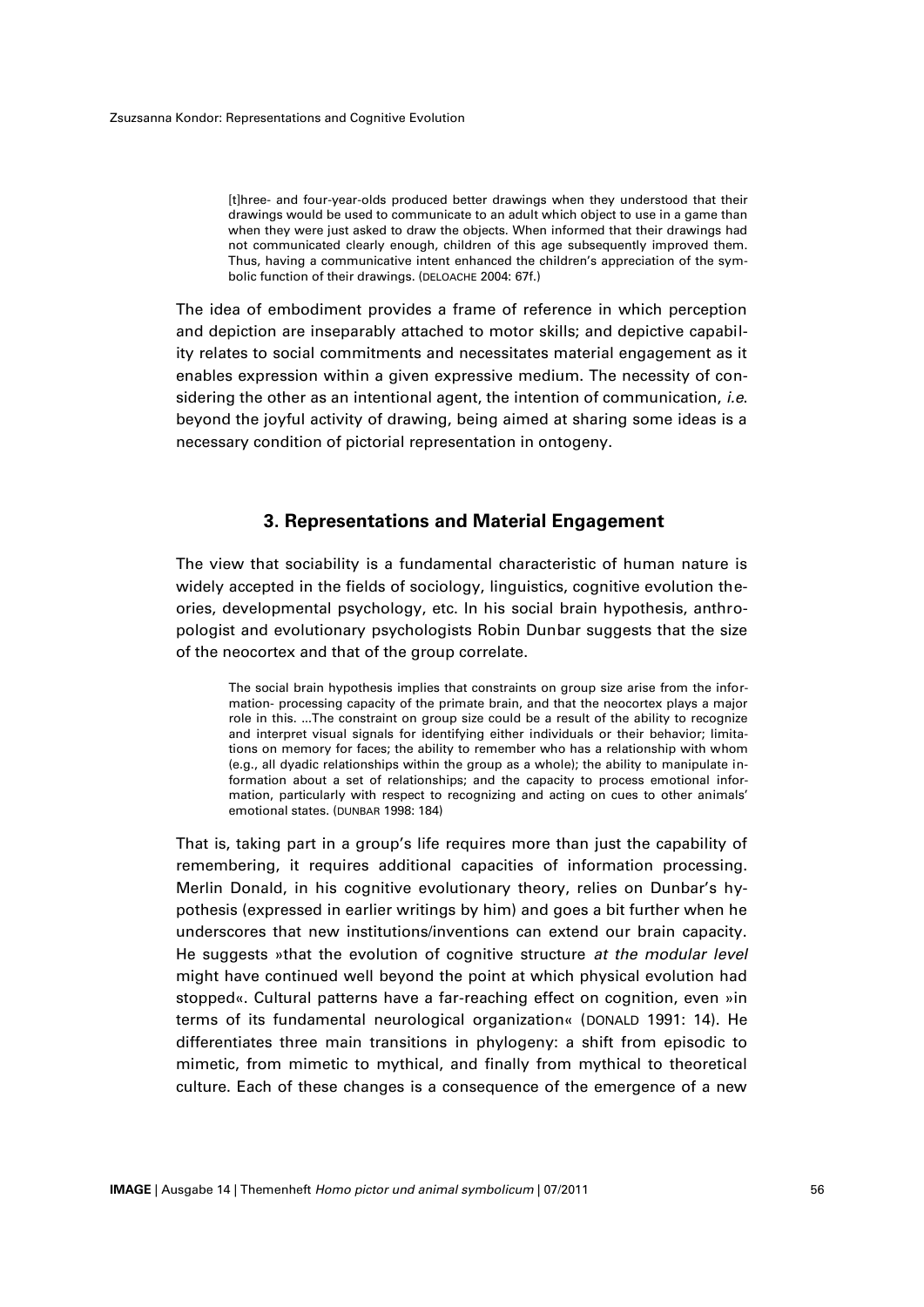> [t]hree- and four-year-olds produced better drawings when they understood that their drawings would be used to communicate to an adult which object to use in a game than when they were just asked to draw the objects. When informed that their drawings had not communicated clearly enough, children of this age subsequently improved them. Thus, having a communicative intent enhanced the children's appreciation of the symbolic function of their drawings. (DELOACHE 2004: 67f.)

The idea of embodiment provides a frame of reference in which perception and depiction are inseparably attached to motor skills; and depictive capability relates to social commitments and necessitates material engagement as it enables expression within a given expressive medium. The necessity of considering the other as an intentional agent, the intention of communication, *i.e.* beyond the joyful activity of drawing, being aimed at sharing some ideas is a necessary condition of pictorial representation in ontogeny.

## 3. Representations and Material Engagement

The view that sociability is a fundamental characteristic of human nature is widely accepted in the fields of sociology, linguistics, cognitive evolution theories, developmental psychology, etc. In his social brain hypothesis, anthropologist and evolutionary psychologists Robin Dunbar suggests that the size of the neocortex and that of the group correlate.

> The social brain hypothesis implies that constraints on group size arise from the information- processing capacity of the primate brain, and that the neocortex plays a major role in this. ...The constraint on group size could be a result of the ability to recognize and interpret visual signals for identifying either individuals or their behavior; limitations on memory for faces; the ability to remember who has a relationship with whom (e.g., all dyadic relationships within the group as a whole); the ability to manipulate information about a set of relationships; and the capacity to process emotional information, particularly with respect to recognizing and acting on cues to other animals' emotional states. (DUNBAR 1998: 184)

That is, taking part in a group's life requires more than just the capability of remembering, it requires additional capacities of information processing. Merlin Donald, in his cognitive evolutionary theory, relies on Dunbar's hypothesis (expressed in earlier writings by him) and goes a bit further when he underscores that new institutions/inventions can extend our brain capacity. He suggests »that the evolution of cognitive structure *at the modular level* might have continued well beyond the point at which physical evolution had stopped«. Cultural patterns have a far-reaching effect on cognition, even »in terms of its fundamental neurological organization« (DONALD 1991: 14). He differentiates three main transitions in phylogeny: a shift from episodic to mimetic, from mimetic to mythical, and finally from mythical to theoretical culture. Each of these changes is a consequence of the emergence of a new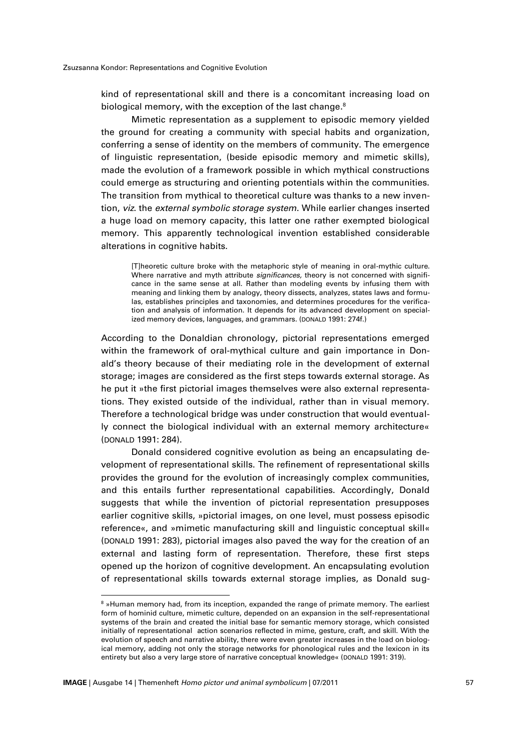kind of representational skill and there is a concomitant increasing load on biological memory, with the exception of the last change.[8]

Mimetic representation as a supplement to episodic memory yielded the ground for creating a community with special habits and organization, conferring a sense of identity on the members of community. The emergence of linguistic representation, (beside episodic memory and mimetic skills), made the evolution of a framework possible in which mythical constructions could emerge as structuring and orienting potentials within the communities. The transition from mythical to theoretical culture was thanks to a new invention, *viz.* the *external symbolic storage system*. While earlier changes inserted a huge load on memory capacity, this latter one rather exempted biological memory. This apparently technological invention established considerable alterations in cognitive habits.

> [T]heoretic culture broke with the metaphoric style of meaning in oral-mythic culture. Where narrative and myth attribute *significances,* theory is not concerned with significance in the same sense at all. Rather than modeling events by infusing them with meaning and linking them by analogy, theory dissects, analyzes, states laws and formulas, establishes principles and taxonomies, and determines procedures for the verification and analysis of information. It depends for its advanced development on specialized memory devices, languages, and grammars. (DONALD 1991: 274f.)

According to the Donaldian chronology, pictorial representations emerged within the framework of oral-mythical culture and gain importance in Donald's theory because of their mediating role in the development of external storage; images are considered as the first steps towards external storage. As he put it »the first pictorial images themselves were also external representations. They existed outside of the individual, rather than in visual memory. Therefore a technological bridge was under construction that would eventually connect the biological individual with an external memory architecture« (DONALD 1991: 284).

Donald considered cognitive evolution as being an encapsulating development of representational skills. The refinement of representational skills provides the ground for the evolution of increasingly complex communities, and this entails further representational capabilities. Accordingly, Donald suggests that while the invention of pictorial representation presupposes earlier cognitive skills, »pictorial images, on one level, must possess episodic reference«, and »mimetic manufacturing skill and linguistic conceptual skill« (DONALD 1991: 283), pictorial images also paved the way for the creation of an external and lasting form of representation. Therefore, these first steps opened up the horizon of cognitive development. An encapsulating evolution of representational skills towards external storage implies, as Donald sug-

[8] »Human memory had, from its inception, expanded the range of primate memory. The earliest form of hominid culture, mimetic culture, depended on an expansion in the self-representational systems of the brain and created the initial base for semantic memory storage, which consisted initially of representational action scenarios reflected in mime, gesture, craft, and skill. With the evolution of speech and narrative ability, there were even greater increases in the load on biological memory, adding not only the storage networks for phonological rules and the lexicon in its entirety but also a very large store of narrative conceptual knowledge« (DONALD 1991: 319).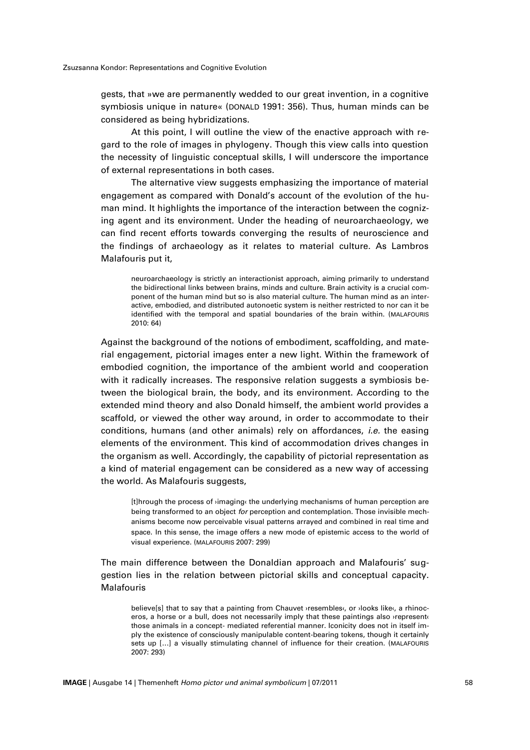gests, that »we are permanently wedded to our great invention, in a cognitive symbiosis unique in nature« (DONALD 1991: 356). Thus, human minds can be considered as being hybridizations.

At this point, I will outline the view of the enactive approach with regard to the role of images in phylogeny. Though this view calls into question the necessity of linguistic conceptual skills, I will underscore the importance of external representations in both cases.

The alternative view suggests emphasizing the importance of material engagement as compared with Donald's account of the evolution of the human mind. It highlights the importance of the interaction between the cognizing agent and its environment. Under the heading of neuroarchaeology, we can find recent efforts towards converging the results of neuroscience and the findings of archaeology as it relates to material culture. As Lambros Malafouris put it,

> neuroarchaeology is strictly an interactionist approach, aiming primarily to understand the bidirectional links between brains, minds and culture. Brain activity is a crucial component of the human mind but so is also material culture. The human mind as an interactive, embodied, and distributed autonoetic system is neither restricted to nor can it be identified with the temporal and spatial boundaries of the brain within. (MALAFOURIS 2010: 64)

Against the background of the notions of embodiment, scaffolding, and material engagement, pictorial images enter a new light. Within the framework of embodied cognition, the importance of the ambient world and cooperation with it radically increases. The responsive relation suggests a symbiosis between the biological brain, the body, and its environment. According to the extended mind theory and also Donald himself, the ambient world provides a scaffold, or viewed the other way around, in order to accommodate to their conditions, humans (and other animals) rely on affordances, *i.e.* the easing elements of the environment. This kind of accommodation drives changes in the organism as well. Accordingly, the capability of pictorial representation as a kind of material engagement can be considered as a new way of accessing the world. As Malafouris suggests,

> [t]hrough the process of ›imaging‹ the underlying mechanisms of human perception are being transformed to an object *for* perception and contemplation. Those invisible mechanisms become now perceivable visual patterns arrayed and combined in real time and space. In this sense, the image offers a new mode of epistemic access to the world of visual experience. (MALAFOURIS 2007: 299)

The main difference between the Donaldian approach and Malafouris' suggestion lies in the relation between pictorial skills and conceptual capacity. Malafouris

> believe[s] that to say that a painting from Chauvet ›resembles‹, or ›looks like‹, a rhinoceros, a horse or a bull, does not necessarily imply that these paintings also ›represent‹ those animals in a concept- mediated referential manner. Iconicity does not in itself imply the existence of consciously manipulable content-bearing tokens, though it certainly sets up […] a visually stimulating channel of influence for their creation. (MALAFOURIS 2007: 293)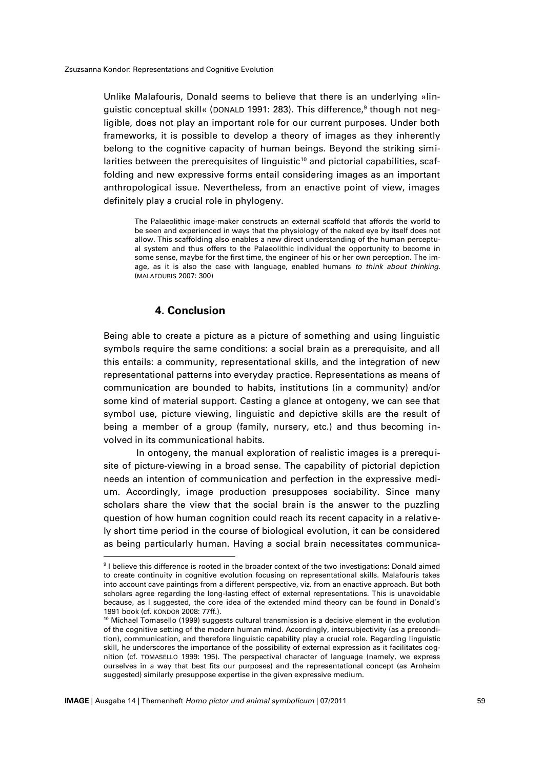Unlike Malafouris, Donald seems to believe that there is an underlying »linguistic conceptual skill« (DONALD 1991: 283). This difference,[9] though not negligible, does not play an important role for our current purposes. Under both frameworks, it is possible to develop a theory of images as they inherently belong to the cognitive capacity of human beings. Beyond the striking similarities between the prerequisites of linguistic[10] and pictorial capabilities, scaffolding and new expressive forms entail considering images as an important anthropological issue. Nevertheless, from an enactive point of view, images definitely play a crucial role in phylogeny.

> The Palaeolithic image-maker constructs an external scaffold that affords the world to be seen and experienced in ways that the physiology of the naked eye by itself does not allow. This scaffolding also enables a new direct understanding of the human perceptual system and thus offers to the Palaeolithic individual the opportunity to become in some sense, maybe for the first time, the engineer of his or her own perception. The image, as it is also the case with language, enabled humans *to think about thinking*. (MALAFOURIS 2007: 300)

## 4. Conclusion

Being able to create a picture as a picture of something and using linguistic symbols require the same conditions: a social brain as a prerequisite, and all this entails: a community, representational skills, and the integration of new representational patterns into everyday practice. Representations as means of communication are bounded to habits, institutions (in a community) and/or some kind of material support. Casting a glance at ontogeny, we can see that symbol use, picture viewing, linguistic and depictive skills are the result of being a member of a group (family, nursery, etc.) and thus becoming involved in its communicational habits.

In ontogeny, the manual exploration of realistic images is a prerequisite of picture-viewing in a broad sense. The capability of pictorial depiction needs an intention of communication and perfection in the expressive medium. Accordingly, image production presupposes sociability. Since many scholars share the view that the social brain is the answer to the puzzling question of how human cognition could reach its recent capacity in a relatively short time period in the course of biological evolution, it can be considered as being particularly human. Having a social brain necessitates communica-

---

[9] I believe this difference is rooted in the broader context of the two investigations: Donald aimed to create continuity in cognitive evolution focusing on representational skills. Malafouris takes into account cave paintings from a different perspective, viz. from an enactive approach. But both scholars agree regarding the long-lasting effect of external representations. This is unavoidable because, as I suggested, the core idea of the extended mind theory can be found in Donald's 1991 book (cf. KONDOR 2008: 77ff.).

[10] Michael Tomasello (1999) suggests cultural transmission is a decisive element in the evolution of the cognitive setting of the modern human mind. Accordingly, intersubjectivity (as a precondition), communication, and therefore linguistic capability play a crucial role. Regarding linguistic skill, he underscores the importance of the possibility of external expression as it facilitates cognition (cf. TOMASELLO 1999: 195). The perspectival character of language (namely, we express ourselves in a way that best fits our purposes) and the representational concept (as Arnheim suggested) similarly presuppose expertise in the given expressive medium.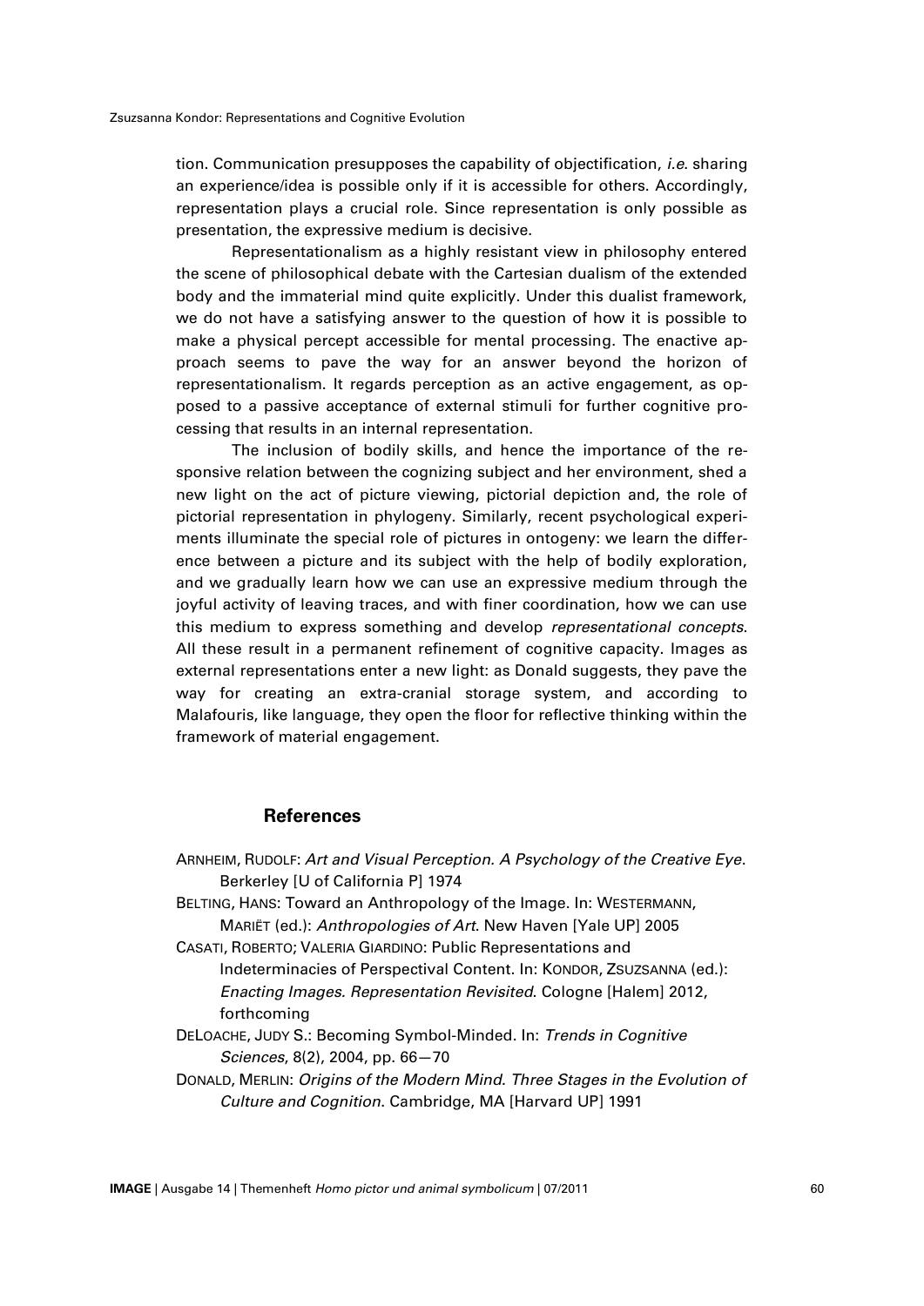tion. Communication presupposes the capability of objectification, *i.e.* sharing an experience/idea is possible only if it is accessible for others. Accordingly, representation plays a crucial role. Since representation is only possible as presentation, the expressive medium is decisive.

Representationalism as a highly resistant view in philosophy entered the scene of philosophical debate with the Cartesian dualism of the extended body and the immaterial mind quite explicitly. Under this dualist framework, we do not have a satisfying answer to the question of how it is possible to make a physical percept accessible for mental processing. The enactive approach seems to pave the way for an answer beyond the horizon of representationalism. It regards perception as an active engagement, as opposed to a passive acceptance of external stimuli for further cognitive processing that results in an internal representation.

The inclusion of bodily skills, and hence the importance of the responsive relation between the cognizing subject and her environment, shed a new light on the act of picture viewing, pictorial depiction and, the role of pictorial representation in phylogeny. Similarly, recent psychological experiments illuminate the special role of pictures in ontogeny: we learn the difference between a picture and its subject with the help of bodily exploration, and we gradually learn how we can use an expressive medium through the joyful activity of leaving traces, and with finer coordination, how we can use this medium to express something and develop *representational concepts*. All these result in a permanent refinement of cognitive capacity. Images as external representations enter a new light: as Donald suggests, they pave the way for creating an extra-cranial storage system, and according to Malafouris, like language, they open the floor for reflective thinking within the framework of material engagement.

## References

ARNHEIM, RUDOLF: *Art and Visual Perception. A Psychology of the Creative Eye*. Berkerley [U of California P] 1974

BELTING, HANS: Toward an Anthropology of the Image. In: WESTERMANN, MARIËT (ed.): *Anthropologies of Art*. New Haven [Yale UP] 2005

CASATI, ROBERTO; VALERIA GIARDINO: Public Representations and Indeterminacies of Perspectival Content. In: KONDOR, ZSUZSANNA (ed.): *Enacting Images. Representation Revisited*. Cologne [Halem] 2012, forthcoming

DELOACHE, JUDY S.: Becoming Symbol-Minded. In: *Trends in Cognitive Sciences*, 8(2), 2004, pp. 66—70

DONALD, MERLIN: *Origins of the Modern Mind. Three Stages in the Evolution of Culture and Cognition*. Cambridge, MA [Harvard UP] 1991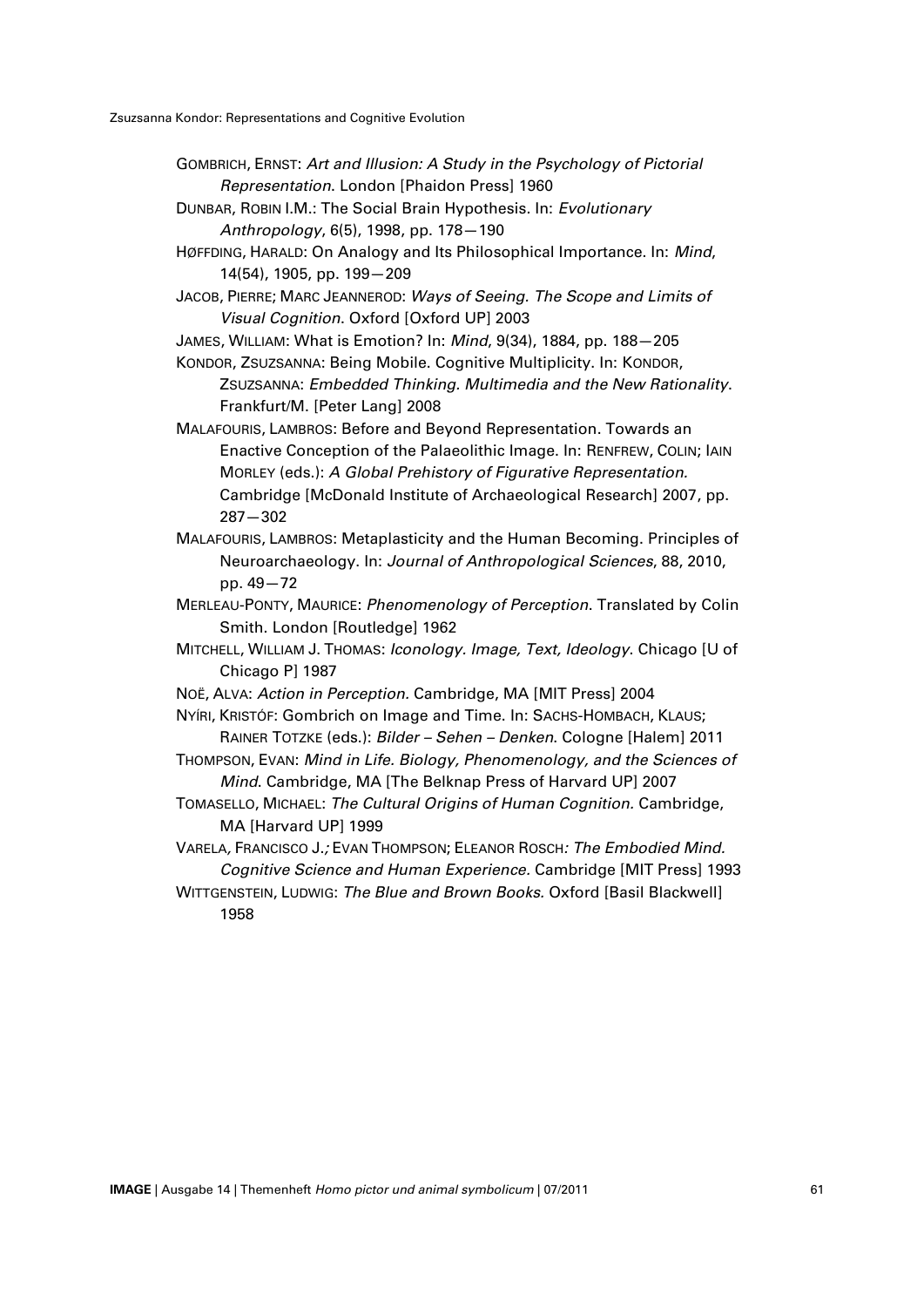GOMBRICH, ERNST: *Art and Illusion: A Study in the Psychology of Pictorial Representation*. London [Phaidon Press] 1960

DUNBAR, ROBIN I.M.: The Social Brain Hypothesis. In: *Evolutionary Anthropology*, 6(5), 1998, pp. 178—190

HØFFDING, HARALD: On Analogy and Its Philosophical Importance. In: *Mind*, 14(54), 1905, pp. 199—209

JACOB, PIERRE; MARC JEANNEROD: *Ways of Seeing. The Scope and Limits of Visual Cognition*. Oxford [Oxford UP] 2003

JAMES, WILLIAM: What is Emotion? In: *Mind*, 9(34), 1884, pp. 188—205

KONDOR, ZSUZSANNA: Being Mobile. Cognitive Multiplicity. In: KONDOR, ZSUZSANNA: *Embedded Thinking. Multimedia and the New Rationality*. Frankfurt/M. [Peter Lang] 2008

MALAFOURIS, LAMBROS: Before and Beyond Representation. Towards an Enactive Conception of the Palaeolithic Image. In: RENFREW, COLIN; IAIN MORLEY (eds.): *A Global Prehistory of Figurative Representation.* Cambridge [McDonald Institute of Archaeological Research] 2007, pp. 287—302

MALAFOURIS, LAMBROS: Metaplasticity and the Human Becoming. Principles of Neuroarchaeology. In: *Journal of Anthropological Sciences*, 88, 2010, pp. 49—72

MERLEAU-PONTY, MAURICE: *Phenomenology of Perception*. Translated by Colin Smith. London [Routledge] 1962

MITCHELL, WILLIAM J. THOMAS: *Iconology. Image, Text, Ideology*. Chicago [U of Chicago P] 1987

NOË, ALVA: *Action in Perception.* Cambridge, MA [MIT Press] 2004

NYÍRI, KRISTÓF: Gombrich on Image and Time. In: SACHS-HOMBACH, KLAUS; RAINER TOTZKE (eds.): *Bilder – Sehen – Denken*. Cologne [Halem] 2011

THOMPSON, EVAN: *Mind in Life. Biology, Phenomenology, and the Sciences of Mind*. Cambridge, MA [The Belknap Press of Harvard UP] 2007

TOMASELLO, MICHAEL: *The Cultural Origins of Human Cognition.* Cambridge, MA [Harvard UP] 1999

VARELA, FRANCISCO J.; EVAN THOMPSON; ELEANOR ROSCH: *The Embodied Mind. Cognitive Science and Human Experience.* Cambridge [MIT Press] 1993

WITTGENSTEIN, LUDWIG: *The Blue and Brown Books.* Oxford [Basil Blackwell] 1958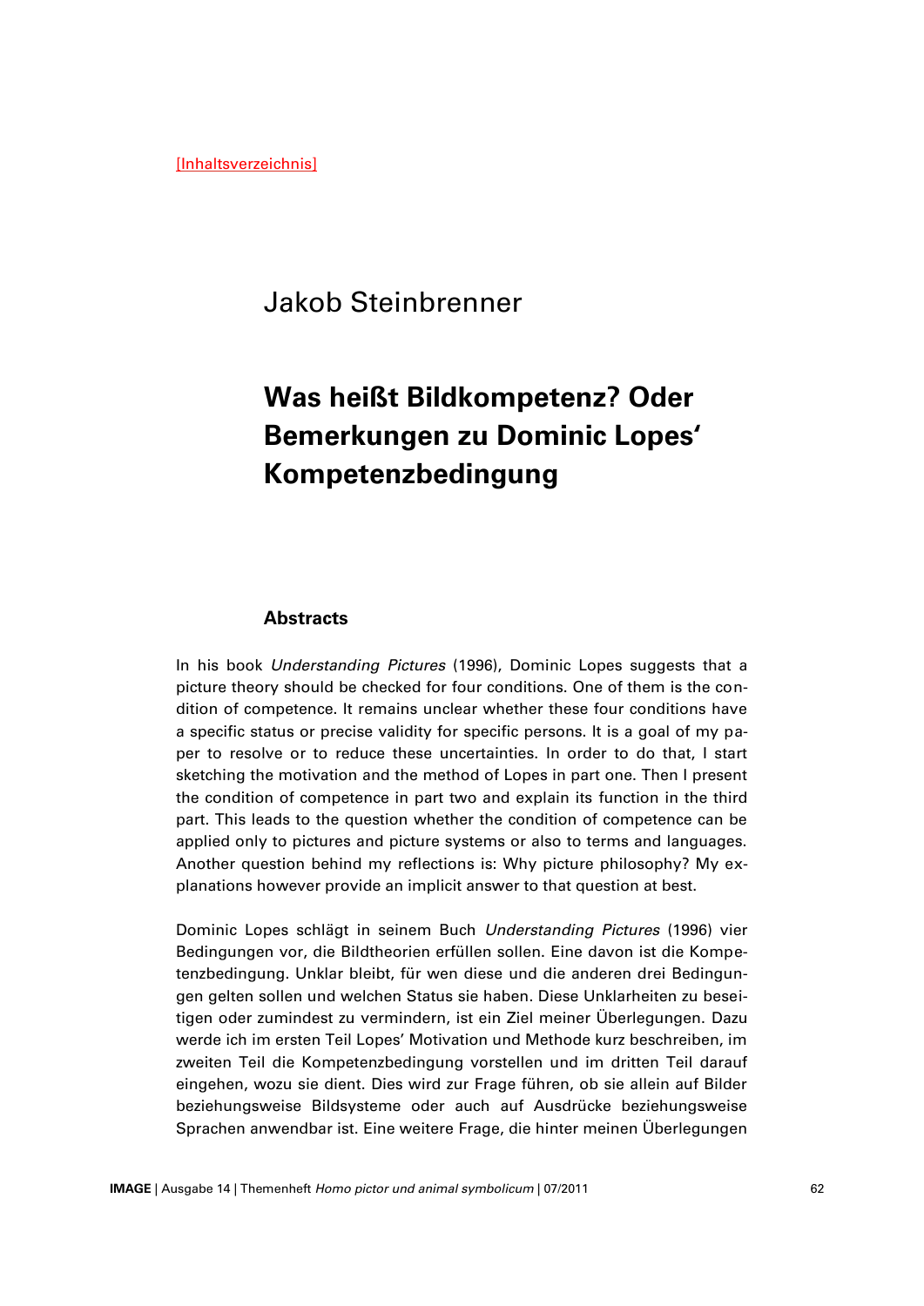[Inhaltsverzeichnis]

Jakob Steinbrenner

# Was heißt Bildkompetenz? Oder Bemerkungen zu Dominic Lopes' Kompetenzbedingung

### Abstracts

In his book *Understanding Pictures* (1996), Dominic Lopes suggests that a picture theory should be checked for four conditions. One of them is the condition of competence. It remains unclear whether these four conditions have a specific status or precise validity for specific persons. It is a goal of my paper to resolve or to reduce these uncertainties. In order to do that, I start sketching the motivation and the method of Lopes in part one. Then I present the condition of competence in part two and explain its function in the third part. This leads to the question whether the condition of competence can be applied only to pictures and picture systems or also to terms and languages. Another question behind my reflections is: Why picture philosophy? My explanations however provide an implicit answer to that question at best.

Dominic Lopes schlägt in seinem Buch *Understanding Pictures* (1996) vier Bedingungen vor, die Bildtheorien erfüllen sollen. Eine davon ist die Kompetenzbedingung. Unklar bleibt, für wen diese und die anderen drei Bedingungen gelten sollen und welchen Status sie haben. Diese Unklarheiten zu beseitigen oder zumindest zu vermindern, ist ein Ziel meiner Überlegungen. Dazu werde ich im ersten Teil Lopes' Motivation und Methode kurz beschreiben, im zweiten Teil die Kompetenzbedingung vorstellen und im dritten Teil darauf eingehen, wozu sie dient. Dies wird zur Frage führen, ob sie allein auf Bilder beziehungsweise Bildsysteme oder auch auf Ausdrücke beziehungsweise Sprachen anwendbar ist. Eine weitere Frage, die hinter meinen Überlegungen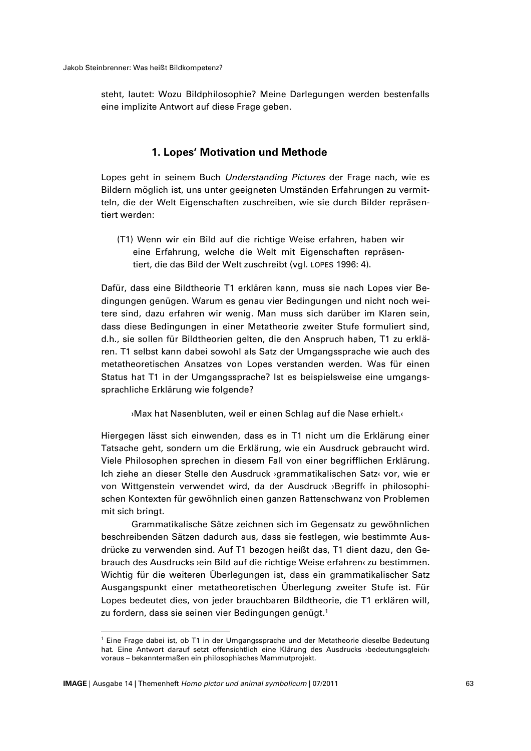steht, lautet: Wozu Bildphilosophie? Meine Darlegungen werden bestenfalls eine implizite Antwort auf diese Frage geben.

## 1. Lopes' Motivation und Methode

Lopes geht in seinem Buch *Understanding Pictures* der Frage nach, wie es Bildern möglich ist, uns unter geeigneten Umständen Erfahrungen zu vermitteln, die der Welt Eigenschaften zuschreiben, wie sie durch Bilder repräsentiert werden:

> (T1) Wenn wir ein Bild auf die richtige Weise erfahren, haben wir eine Erfahrung, welche die Welt mit Eigenschaften repräsentiert, die das Bild der Welt zuschreibt (vgl. LOPES 1996: 4).

Dafür, dass eine Bildtheorie T1 erklären kann, muss sie nach Lopes vier Bedingungen genügen. Warum es genau vier Bedingungen und nicht noch weitere sind, dazu erfahren wir wenig. Man muss sich darüber im Klaren sein, dass diese Bedingungen in einer Metatheorie zweiter Stufe formuliert sind, d.h., sie sollen für Bildtheorien gelten, die den Anspruch haben, T1 zu erklären. T1 selbst kann dabei sowohl als Satz der Umgangssprache wie auch des metatheoretischen Ansatzes von Lopes verstanden werden. Was für einen Status hat T1 in der Umgangssprache? Ist es beispielsweise eine umgangssprachliche Erklärung wie folgende?

> ›Max hat Nasenbluten, weil er einen Schlag auf die Nase erhielt.‹

Hiergegen lässt sich einwenden, dass es in T1 nicht um die Erklärung einer Tatsache geht, sondern um die Erklärung, wie ein Ausdruck gebraucht wird. Viele Philosophen sprechen in diesem Fall von einer begrifflichen Erklärung. Ich ziehe an dieser Stelle den Ausdruck ›grammatikalischen Satz‹ vor, wie er von Wittgenstein verwendet wird, da der Ausdruck ›Begriff‹ in philosophischen Kontexten für gewöhnlich einen ganzen Rattenschwanz von Problemen mit sich bringt.

Grammatikalische Sätze zeichnen sich im Gegensatz zu gewöhnlichen beschreibenden Sätzen dadurch aus, dass sie festlegen, wie bestimmte Ausdrücke zu verwenden sind. Auf T1 bezogen heißt das, T1 dient dazu, den Gebrauch des Ausdrucks ›ein Bild auf die richtige Weise erfahren‹ zu bestimmen. Wichtig für die weiteren Überlegungen ist, dass ein grammatikalischer Satz Ausgangspunkt einer metatheoretischen Überlegung zweiter Stufe ist. Für Lopes bedeutet dies, von jeder brauchbaren Bildtheorie, die T1 erklären will, zu fordern, dass sie seinen vier Bedingungen genügt.[1]

---

[1] Eine Frage dabei ist, ob T1 in der Umgangssprache und der Metatheorie dieselbe Bedeutung hat. Eine Antwort darauf setzt offensichtlich eine Klärung des Ausdrucks ›bedeutungsgleich‹ voraus – bekanntermaßen ein philosophisches Mammutprojekt.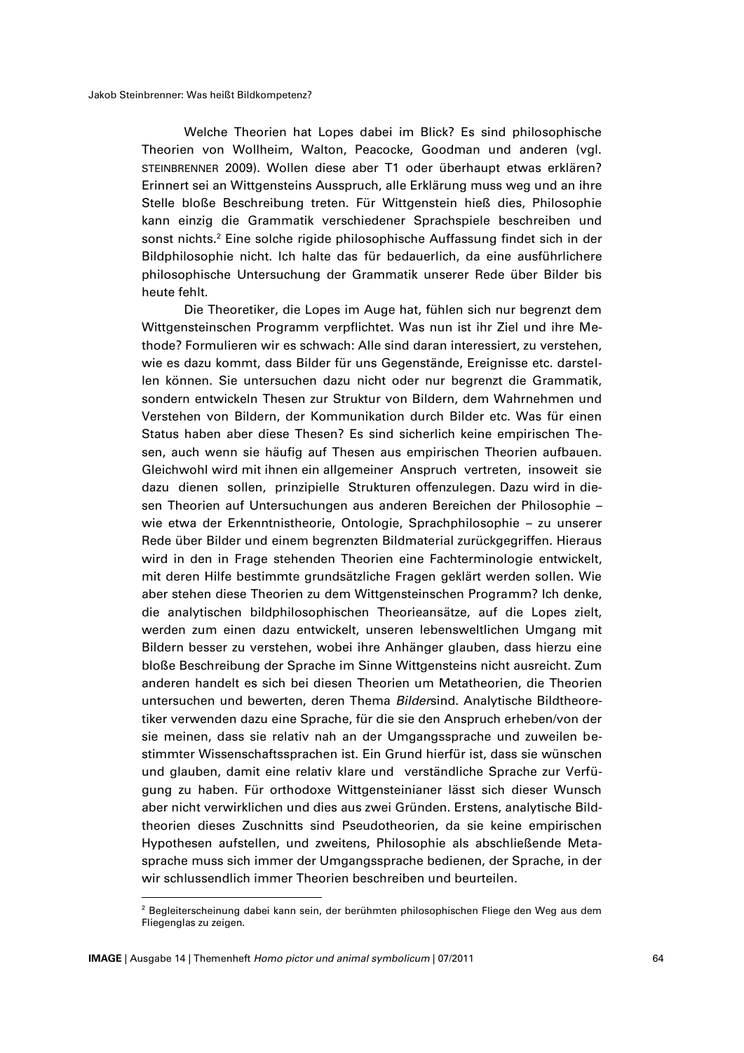Welche Theorien hat Lopes dabei im Blick? Es sind philosophische Theorien von Wollheim, Walton, Peacocke, Goodman und anderen (vgl. STEINBRENNER 2009). Wollen diese aber T1 oder überhaupt etwas erklären? Erinnert sei an Wittgensteins Ausspruch, alle Erklärung muss weg und an ihre Stelle bloße Beschreibung treten. Für Wittgenstein hieß dies, Philosophie kann einzig die Grammatik verschiedener Sprachspiele beschreiben und sonst nichts.[2] Eine solche rigide philosophische Auffassung findet sich in der Bildphilosophie nicht. Ich halte das für bedauerlich, da eine ausführlichere philosophische Untersuchung der Grammatik unserer Rede über Bilder bis heute fehlt.

Die Theoretiker, die Lopes im Auge hat, fühlen sich nur begrenzt dem Wittgensteinschen Programm verpflichtet. Was nun ist ihr Ziel und ihre Methode? Formulieren wir es schwach: Alle sind daran interessiert, zu verstehen, wie es dazu kommt, dass Bilder für uns Gegenstände, Ereignisse etc. darstellen können. Sie untersuchen dazu nicht oder nur begrenzt die Grammatik, sondern entwickeln Thesen zur Struktur von Bildern, dem Wahrnehmen und Verstehen von Bildern, der Kommunikation durch Bilder etc. Was für einen Status haben aber diese Thesen? Es sind sicherlich keine empirischen Thesen, auch wenn sie häufig auf Thesen aus empirischen Theorien aufbauen. Gleichwohl wird mit ihnen ein allgemeiner Anspruch vertreten, insoweit sie dazu dienen sollen, prinzipielle Strukturen offenzulegen. Dazu wird in diesen Theorien auf Untersuchungen aus anderen Bereichen der Philosophie – wie etwa der Erkenntnistheorie, Ontologie, Sprachphilosophie – zu unserer Rede über Bilder und einem begrenzten Bildmaterial zurückgegriffen. Hieraus wird in den in Frage stehenden Theorien eine Fachterminologie entwickelt, mit deren Hilfe bestimmte grundsätzliche Fragen geklärt werden sollen. Wie aber stehen diese Theorien zu dem Wittgensteinschen Programm? Ich denke, die analytischen bildphilosophischen Theorieansätze, auf die Lopes zielt, werden zum einen dazu entwickelt, unseren lebensweltlichen Umgang mit Bildern besser zu verstehen, wobei ihre Anhänger glauben, dass hierzu eine bloße Beschreibung der Sprache im Sinne Wittgensteins nicht ausreicht. Zum anderen handelt es sich bei diesen Theorien um Metatheorien, die Theorien untersuchen und bewerten, deren Thema *Bilder*sind. Analytische Bildtheoretiker verwenden dazu eine Sprache, für die sie den Anspruch erheben/von der sie meinen, dass sie relativ nah an der Umgangssprache und zuweilen bestimmter Wissenschaftssprachen ist. Ein Grund hierfür ist, dass sie wünschen und glauben, damit eine relativ klare und verständliche Sprache zur Verfügung zu haben. Für orthodoxe Wittgensteinianer lässt sich dieser Wunsch aber nicht verwirklichen und dies aus zwei Gründen. Erstens, analytische Bildtheorien dieses Zuschnitts sind Pseudotheorien, da sie keine empirischen Hypothesen aufstellen, und zweitens, Philosophie als abschließende Metasprache muss sich immer der Umgangssprache bedienen, der Sprache, in der wir schlussendlich immer Theorien beschreiben und beurteilen.

---

[2] Begleiterscheinung dabei kann sein, der berühmten philosophischen Fliege den Weg aus dem Fliegenglas zu zeigen.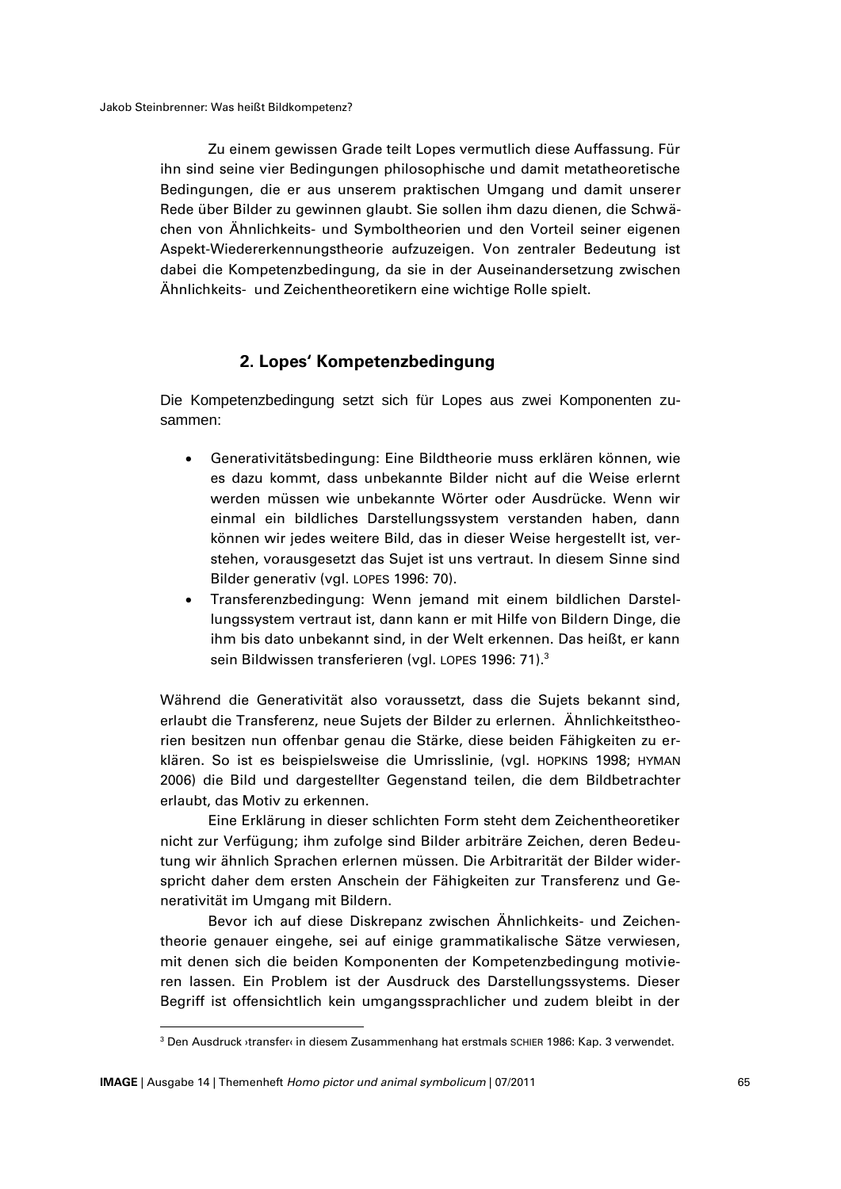Zu einem gewissen Grade teilt Lopes vermutlich diese Auffassung. Für ihn sind seine vier Bedingungen philosophische und damit metatheoretische Bedingungen, die er aus unserem praktischen Umgang und damit unserer Rede über Bilder zu gewinnen glaubt. Sie sollen ihm dazu dienen, die Schwächen von Ähnlichkeits- und Symboltheorien und den Vorteil seiner eigenen Aspekt-Wiedererkennungstheorie aufzuzeigen. Von zentraler Bedeutung ist dabei die Kompetenzbedingung, da sie in der Auseinandersetzung zwischen Ähnlichkeits- und Zeichentheoretikern eine wichtige Rolle spielt.

## 2. Lopes' Kompetenzbedingung

Die Kompetenzbedingung setzt sich für Lopes aus zwei Komponenten zusammen:

- Generativitätsbedingung: Eine Bildtheorie muss erklären können, wie es dazu kommt, dass unbekannte Bilder nicht auf die Weise erlernt werden müssen wie unbekannte Wörter oder Ausdrücke. Wenn wir einmal ein bildliches Darstellungssystem verstanden haben, dann können wir jedes weitere Bild, das in dieser Weise hergestellt ist, verstehen, vorausgesetzt das Sujet ist uns vertraut. In diesem Sinne sind Bilder generativ (vgl. LOPES 1996: 70).
- Transferenzbedingung: Wenn jemand mit einem bildlichen Darstellungssystem vertraut ist, dann kann er mit Hilfe von Bildern Dinge, die ihm bis dato unbekannt sind, in der Welt erkennen. Das heißt, er kann sein Bildwissen transferieren (vgl. LOPES 1996: 71).[3]

Während die Generativität also voraussetzt, dass die Sujets bekannt sind, erlaubt die Transferenz, neue Sujets der Bilder zu erlernen. Ähnlichkeitstheorien besitzen nun offenbar genau die Stärke, diese beiden Fähigkeiten zu erklären. So ist es beispielsweise die Umrisslinie, (vgl. HOPKINS 1998; HYMAN 2006) die Bild und dargestellter Gegenstand teilen, die dem Bildbetrachter erlaubt, das Motiv zu erkennen.

Eine Erklärung in dieser schlichten Form steht dem Zeichentheoretiker nicht zur Verfügung; ihm zufolge sind Bilder arbiträre Zeichen, deren Bedeutung wir ähnlich Sprachen erlernen müssen. Die Arbitrarität der Bilder widerspricht daher dem ersten Anschein der Fähigkeiten zur Transferenz und Generativität im Umgang mit Bildern.

Bevor ich auf diese Diskrepanz zwischen Ähnlichkeits- und Zeichentheorie genauer eingehe, sei auf einige grammatikalische Sätze verwiesen, mit denen sich die beiden Komponenten der Kompetenzbedingung motivieren lassen. Ein Problem ist der Ausdruck des Darstellungssystems. Dieser Begriff ist offensichtlich kein umgangssprachlicher und zudem bleibt in der

---

[3] Den Ausdruck ›transfer‹ in diesem Zusammenhang hat erstmals SCHIER 1986: Kap. 3 verwendet.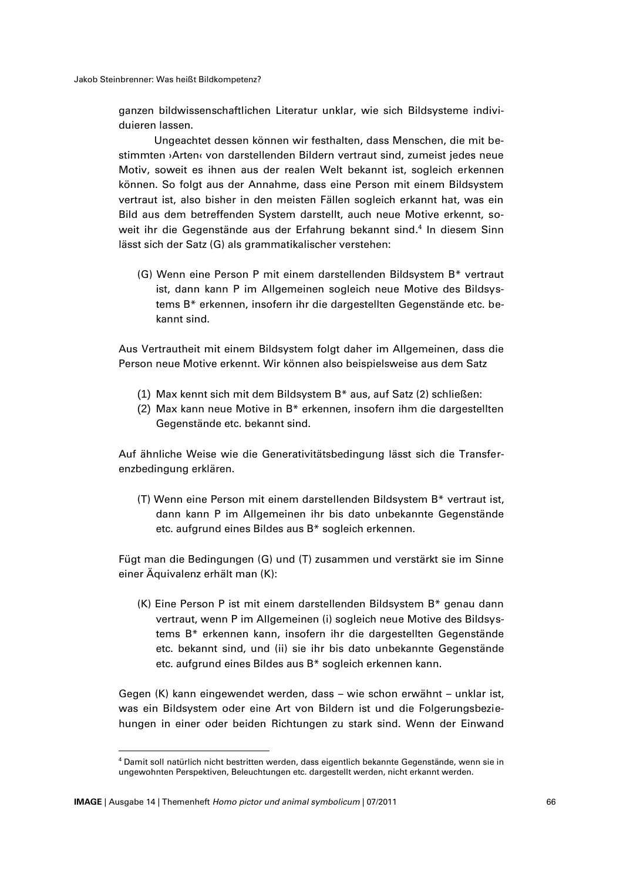ganzen bildwissenschaftlichen Literatur unklar, wie sich Bildsysteme individuieren lassen.

Ungeachtet dessen können wir festhalten, dass Menschen, die mit bestimmten ›Arten‹ von darstellenden Bildern vertraut sind, zumeist jedes neue Motiv, soweit es ihnen aus der realen Welt bekannt ist, sogleich erkennen können. So folgt aus der Annahme, dass eine Person mit einem Bildsystem vertraut ist, also bisher in den meisten Fällen sogleich erkannt hat, was ein Bild aus dem betreffenden System darstellt, auch neue Motive erkennt, soweit ihr die Gegenstände aus der Erfahrung bekannt sind.[4] In diesem Sinn lässt sich der Satz (G) als grammatikalischer verstehen:

> (G) Wenn eine Person P mit einem darstellenden Bildsystem B* vertraut ist, dann kann P im Allgemeinen sogleich neue Motive des Bildsystems B* erkennen, insofern ihr die dargestellten Gegenstände etc. bekannt sind.

Aus Vertrautheit mit einem Bildsystem folgt daher im Allgemeinen, dass die Person neue Motive erkennt. Wir können also beispielsweise aus dem Satz

> (1) Max kennt sich mit dem Bildsystem B* aus, auf Satz (2) schließen:
> (2) Max kann neue Motive in B* erkennen, insofern ihm die dargestellten Gegenstände etc. bekannt sind.

Auf ähnliche Weise wie die Generativitätsbedingung lässt sich die Transferenzbedingung erklären.

> (T) Wenn eine Person mit einem darstellenden Bildsystem B* vertraut ist, dann kann P im Allgemeinen ihr bis dato unbekannte Gegenstände etc. aufgrund eines Bildes aus B* sogleich erkennen.

Fügt man die Bedingungen (G) und (T) zusammen und verstärkt sie im Sinne einer Äquivalenz erhält man (K):

> (K) Eine Person P ist mit einem darstellenden Bildsystem B* genau dann vertraut, wenn P im Allgemeinen (i) sogleich neue Motive des Bildsystems B* erkennen kann, insofern ihr die dargestellten Gegenstände etc. bekannt sind, und (ii) sie ihr bis dato unbekannte Gegenstände etc. aufgrund eines Bildes aus B* sogleich erkennen kann.

Gegen (K) kann eingewendet werden, dass – wie schon erwähnt – unklar ist, was ein Bildsystem oder eine Art von Bildern ist und die Folgerungsbeziehungen in einer oder beiden Richtungen zu stark sind. Wenn der Einwand

---

[4] Damit soll natürlich nicht bestritten werden, dass eigentlich bekannte Gegenstände, wenn sie in ungewohnten Perspektiven, Beleuchtungen etc. dargestellt werden, nicht erkannt werden.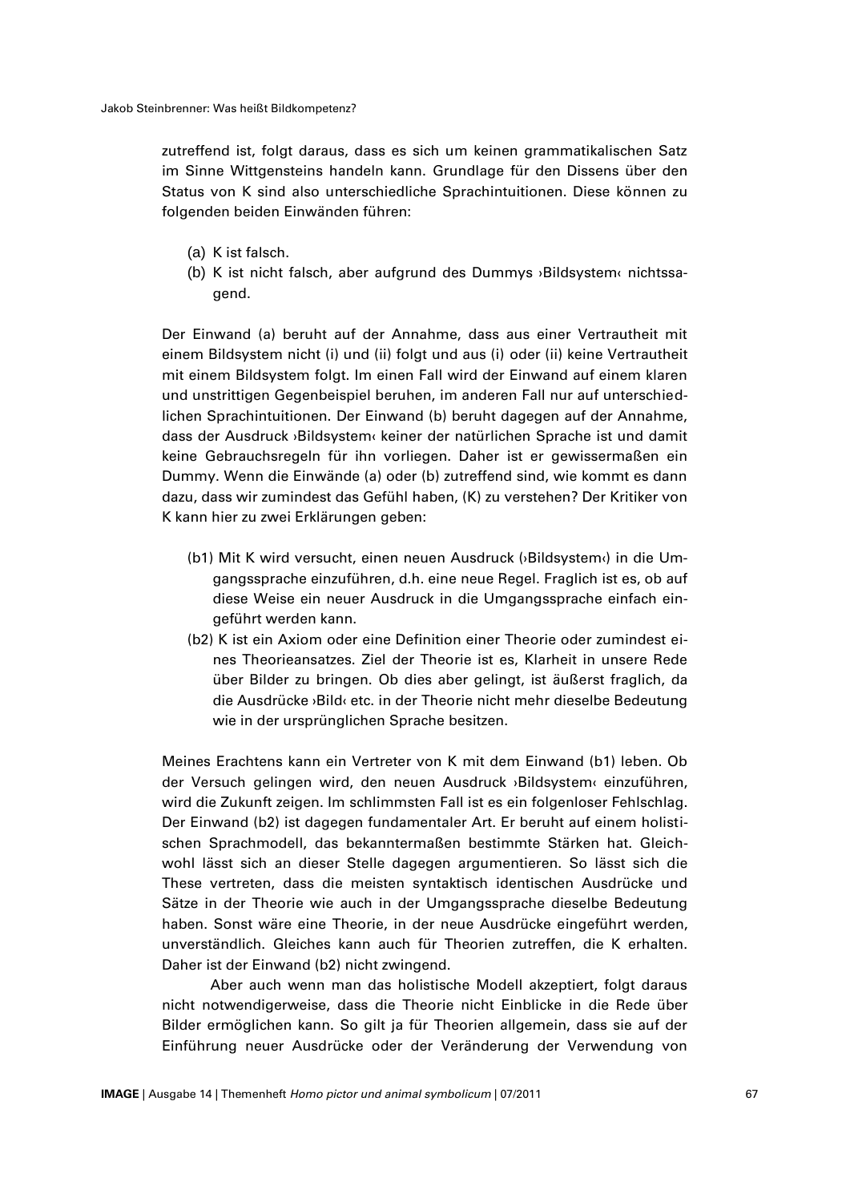zutreffend ist, folgt daraus, dass es sich um keinen grammatikalischen Satz im Sinne Wittgensteins handeln kann. Grundlage für den Dissens über den Status von K sind also unterschiedliche Sprachintuitionen. Diese können zu folgenden beiden Einwänden führen:

(a) K ist falsch.
(b) K ist nicht falsch, aber aufgrund des Dummys ›Bildsystem‹ nichtssagend.

Der Einwand (a) beruht auf der Annahme, dass aus einer Vertrautheit mit einem Bildsystem nicht (i) und (ii) folgt und aus (i) oder (ii) keine Vertrautheit mit einem Bildsystem folgt. Im einen Fall wird der Einwand auf einem klaren und unstrittigen Gegenbeispiel beruhen, im anderen Fall nur auf unterschiedlichen Sprachintuitionen. Der Einwand (b) beruht dagegen auf der Annahme, dass der Ausdruck ›Bildsystem‹ keiner der natürlichen Sprache ist und damit keine Gebrauchsregeln für ihn vorliegen. Daher ist er gewissermaßen ein Dummy. Wenn die Einwände (a) oder (b) zutreffend sind, wie kommt es dann dazu, dass wir zumindest das Gefühl haben, (K) zu verstehen? Der Kritiker von K kann hier zu zwei Erklärungen geben:

(b1) Mit K wird versucht, einen neuen Ausdruck (›Bildsystem‹) in die Umgangssprache einzuführen, d.h. eine neue Regel. Fraglich ist es, ob auf diese Weise ein neuer Ausdruck in die Umgangssprache einfach eingeführt werden kann.
(b2) K ist ein Axiom oder eine Definition einer Theorie oder zumindest eines Theorieansatzes. Ziel der Theorie ist es, Klarheit in unsere Rede über Bilder zu bringen. Ob dies aber gelingt, ist äußerst fraglich, da die Ausdrücke ›Bild‹ etc. in der Theorie nicht mehr dieselbe Bedeutung wie in der ursprünglichen Sprache besitzen.

Meines Erachtens kann ein Vertreter von K mit dem Einwand (b1) leben. Ob der Versuch gelingen wird, den neuen Ausdruck ›Bildsystem‹ einzuführen, wird die Zukunft zeigen. Im schlimmsten Fall ist es ein folgenloser Fehlschlag. Der Einwand (b2) ist dagegen fundamentaler Art. Er beruht auf einem holistischen Sprachmodell, das bekanntermaßen bestimmte Stärken hat. Gleichwohl lässt sich an dieser Stelle dagegen argumentieren. So lässt sich die These vertreten, dass die meisten syntaktisch identischen Ausdrücke und Sätze in der Theorie wie auch in der Umgangssprache dieselbe Bedeutung haben. Sonst wäre eine Theorie, in der neue Ausdrücke eingeführt werden, unverständlich. Gleiches kann auch für Theorien zutreffen, die K erhalten. Daher ist der Einwand (b2) nicht zwingend.

Aber auch wenn man das holistische Modell akzeptiert, folgt daraus nicht notwendigerweise, dass die Theorie nicht Einblicke in die Rede über Bilder ermöglichen kann. So gilt ja für Theorien allgemein, dass sie auf der Einführung neuer Ausdrücke oder der Veränderung der Verwendung von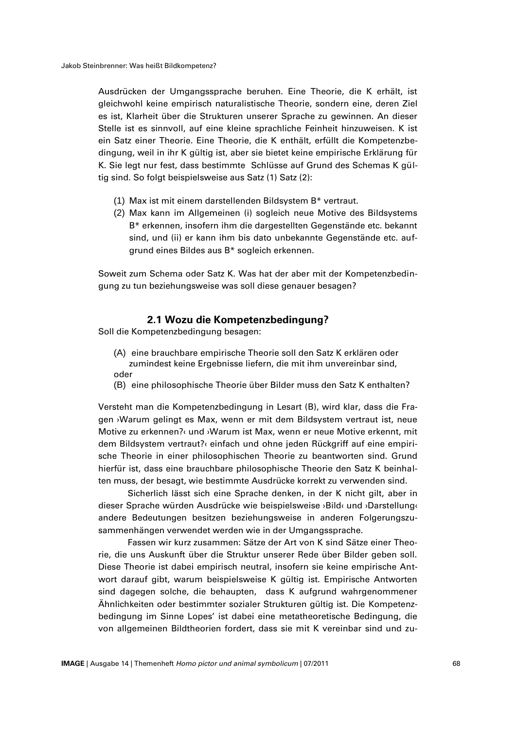Ausdrücken der Umgangssprache beruhen. Eine Theorie, die K erhält, ist gleichwohl keine empirisch naturalistische Theorie, sondern eine, deren Ziel es ist, Klarheit über die Strukturen unserer Sprache zu gewinnen. An dieser Stelle ist es sinnvoll, auf eine kleine sprachliche Feinheit hinzuweisen. K ist ein Satz einer Theorie. Eine Theorie, die K enthält, erfüllt die Kompetenzbedingung, weil in ihr K gültig ist, aber sie bietet keine empirische Erklärung für K. Sie legt nur fest, dass bestimmte Schlüsse auf Grund des Schemas K gültig sind. So folgt beispielsweise aus Satz (1) Satz (2):

(1) Max ist mit einem darstellenden Bildsystem B* vertraut.
(2) Max kann im Allgemeinen (i) sogleich neue Motive des Bildsystems B* erkennen, insofern ihm die dargestellten Gegenstände etc. bekannt sind, und (ii) er kann ihm bis dato unbekannte Gegenstände etc. aufgrund eines Bildes aus B* sogleich erkennen.

Soweit zum Schema oder Satz K. Was hat der aber mit der Kompetenzbedingung zu tun beziehungsweise was soll diese genauer besagen?

### 2.1 Wozu die Kompetenzbedingung?

Soll die Kompetenzbedingung besagen:

(A) eine brauchbare empirische Theorie soll den Satz K erklären oder zumindest keine Ergebnisse liefern, die mit ihm unvereinbar sind,
oder
(B) eine philosophische Theorie über Bilder muss den Satz K enthalten?

Versteht man die Kompetenzbedingung in Lesart (B), wird klar, dass die Fragen ›Warum gelingt es Max, wenn er mit dem Bildsystem vertraut ist, neue Motive zu erkennen?‹ und ›Warum ist Max, wenn er neue Motive erkennt, mit dem Bildsystem vertraut?‹ einfach und ohne jeden Rückgriff auf eine empirische Theorie in einer philosophischen Theorie zu beantworten sind. Grund hierfür ist, dass eine brauchbare philosophische Theorie den Satz K beinhalten muss, der besagt, wie bestimmte Ausdrücke korrekt zu verwenden sind.

Sicherlich lässt sich eine Sprache denken, in der K nicht gilt, aber in dieser Sprache würden Ausdrücke wie beispielsweise ›Bild‹ und ›Darstellung‹ andere Bedeutungen besitzen beziehungsweise in anderen Folgerungszusammenhängen verwendet werden wie in der Umgangssprache.

Fassen wir kurz zusammen: Sätze der Art von K sind Sätze einer Theorie, die uns Auskunft über die Struktur unserer Rede über Bilder geben soll. Diese Theorie ist dabei empirisch neutral, insofern sie keine empirische Antwort darauf gibt, warum beispielsweise K gültig ist. Empirische Antworten sind dagegen solche, die behaupten, dass K aufgrund wahrgenommener Ähnlichkeiten oder bestimmter sozialer Strukturen gültig ist. Die Kompetenzbedingung im Sinne Lopes' ist dabei eine metatheoretische Bedingung, die von allgemeinen Bildtheorien fordert, dass sie mit K vereinbar sind und zu-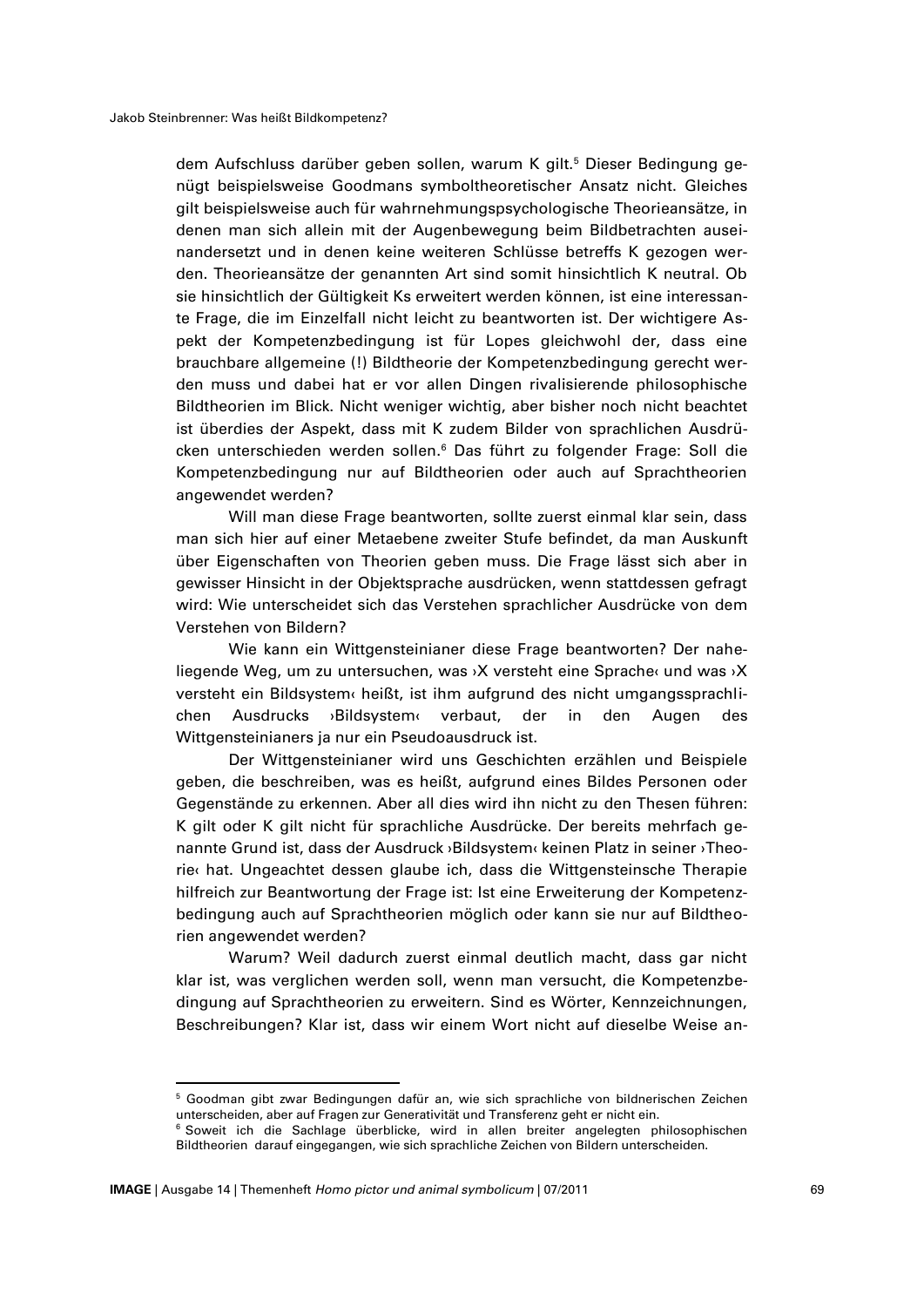dem Aufschluss darüber geben sollen, warum K gilt.[5] Dieser Bedingung genügt beispielsweise Goodmans symboltheoretischer Ansatz nicht. Gleiches gilt beispielsweise auch für wahrnehmungspsychologische Theorieansätze, in denen man sich allein mit der Augenbewegung beim Bildbetrachten auseinandersetzt und in denen keine weiteren Schlüsse betreffs K gezogen werden. Theorieansätze der genannten Art sind somit hinsichtlich K neutral. Ob sie hinsichtlich der Gültigkeit Ks erweitert werden können, ist eine interessante Frage, die im Einzelfall nicht leicht zu beantworten ist. Der wichtigere Aspekt der Kompetenzbedingung ist für Lopes gleichwohl der, dass eine brauchbare allgemeine (!) Bildtheorie der Kompetenzbedingung gerecht werden muss und dabei hat er vor allen Dingen rivalisierende philosophische Bildtheorien im Blick. Nicht weniger wichtig, aber bisher noch nicht beachtet ist überdies der Aspekt, dass mit K zudem Bilder von sprachlichen Ausdrücken unterschieden werden sollen.[6] Das führt zu folgender Frage: Soll die Kompetenzbedingung nur auf Bildtheorien oder auch auf Sprachtheorien angewendet werden?

Will man diese Frage beantworten, sollte zuerst einmal klar sein, dass man sich hier auf einer Metaebene zweiter Stufe befindet, da man Auskunft über Eigenschaften von Theorien geben muss. Die Frage lässt sich aber in gewisser Hinsicht in der Objektsprache ausdrücken, wenn stattdessen gefragt wird: Wie unterscheidet sich das Verstehen sprachlicher Ausdrücke von dem Verstehen von Bildern?

Wie kann ein Wittgensteinianer diese Frage beantworten? Der naheliegende Weg, um zu untersuchen, was ›X versteht eine Sprache‹ und was ›X versteht ein Bildsystem‹ heißt, ist ihm aufgrund des nicht umgangssprachlichen Ausdrucks ›Bildsystem‹ verbaut, der in den Augen des Wittgensteinianers ja nur ein Pseudoausdruck ist.

Der Wittgensteinianer wird uns Geschichten erzählen und Beispiele geben, die beschreiben, was es heißt, aufgrund eines Bildes Personen oder Gegenstände zu erkennen. Aber all dies wird ihn nicht zu den Thesen führen: K gilt oder K gilt nicht für sprachliche Ausdrücke. Der bereits mehrfach genannte Grund ist, dass der Ausdruck ›Bildsystem‹ keinen Platz in seiner ›Theorie‹ hat. Ungeachtet dessen glaube ich, dass die Wittgensteinsche Therapie hilfreich zur Beantwortung der Frage ist: Ist eine Erweiterung der Kompetenzbedingung auch auf Sprachtheorien möglich oder kann sie nur auf Bildtheorien angewendet werden?

Warum? Weil dadurch zuerst einmal deutlich macht, dass gar nicht klar ist, was verglichen werden soll, wenn man versucht, die Kompetenzbedingung auf Sprachtheorien zu erweitern. Sind es Wörter, Kennzeichnungen, Beschreibungen? Klar ist, dass wir einem Wort nicht auf dieselbe Weise an-

---

[5] Goodman gibt zwar Bedingungen dafür an, wie sich sprachliche von bildnerischen Zeichen unterscheiden, aber auf Fragen zur Generativität und Transferenz geht er nicht ein.

[6] Soweit ich die Sachlage überblicke, wird in allen breiter angelegten philosophischen Bildtheorien darauf eingegangen, wie sich sprachliche Zeichen von Bildern unterscheiden.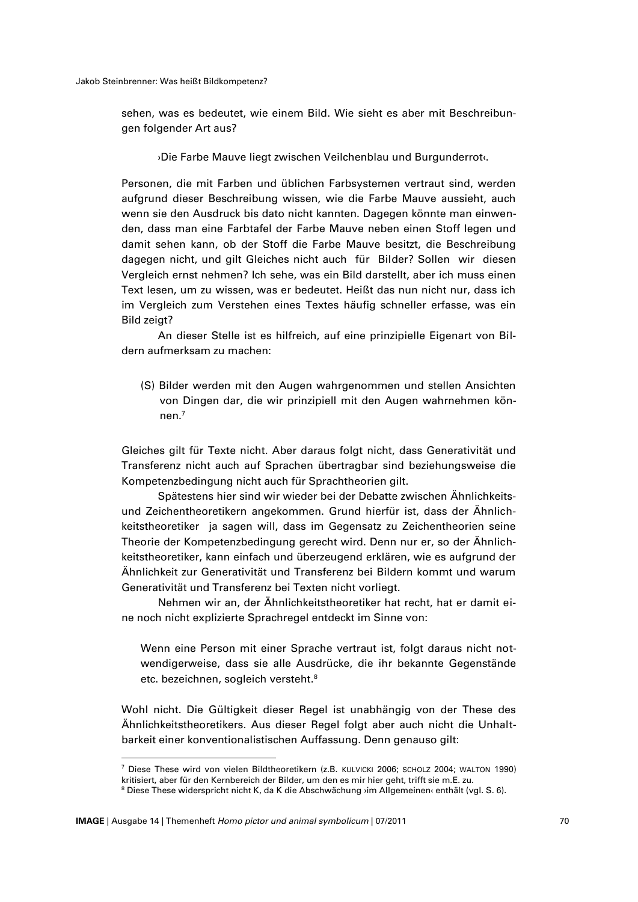sehen, was es bedeutet, wie einem Bild. Wie sieht es aber mit Beschreibungen folgender Art aus?

> ›Die Farbe Mauve liegt zwischen Veilchenblau und Burgunderrot‹.

Personen, die mit Farben und üblichen Farbsystemen vertraut sind, werden aufgrund dieser Beschreibung wissen, wie die Farbe Mauve aussieht, auch wenn sie den Ausdruck bis dato nicht kannten. Dagegen könnte man einwenden, dass man eine Farbtafel der Farbe Mauve neben einen Stoff legen und damit sehen kann, ob der Stoff die Farbe Mauve besitzt, die Beschreibung dagegen nicht, und gilt Gleiches nicht auch für Bilder? Sollen wir diesen Vergleich ernst nehmen? Ich sehe, was ein Bild darstellt, aber ich muss einen Text lesen, um zu wissen, was er bedeutet. Heißt das nun nicht nur, dass ich im Vergleich zum Verstehen eines Textes häufig schneller erfasse, was ein Bild zeigt?

An dieser Stelle ist es hilfreich, auf eine prinzipielle Eigenart von Bildern aufmerksam zu machen:

> (S) Bilder werden mit den Augen wahrgenommen und stellen Ansichten von Dingen dar, die wir prinzipiell mit den Augen wahrnehmen können.[7]

Gleiches gilt für Texte nicht. Aber daraus folgt nicht, dass Generativität und Transferenz nicht auch auf Sprachen übertragbar sind beziehungsweise die Kompetenzbedingung nicht auch für Sprachtheorien gilt.

Spätestens hier sind wir wieder bei der Debatte zwischen Ähnlichkeits- und Zeichentheoretikern angekommen. Grund hierfür ist, dass der Ähnlichkeitstheoretiker ja sagen will, dass im Gegensatz zu Zeichentheorien seine Theorie der Kompetenzbedingung gerecht wird. Denn nur er, so der Ähnlichkeitstheoretiker, kann einfach und überzeugend erklären, wie es aufgrund der Ähnlichkeit zur Generativität und Transferenz bei Bildern kommt und warum Generativität und Transferenz bei Texten nicht vorliegt.

Nehmen wir an, der Ähnlichkeitstheoretiker hat recht, hat er damit eine noch nicht explizierte Sprachregel entdeckt im Sinne von:

> Wenn eine Person mit einer Sprache vertraut ist, folgt daraus nicht notwendigerweise, dass sie alle Ausdrücke, die ihr bekannte Gegenstände etc. bezeichnen, sogleich versteht.[8]

Wohl nicht. Die Gültigkeit dieser Regel ist unabhängig von der These des Ähnlichkeitstheoretikers. Aus dieser Regel folgt aber auch nicht die Unhaltbarkeit einer konventionalistischen Auffassung. Denn genauso gilt:

---

[7] Diese These wird von vielen Bildtheoretikern (z.B. KULVICKI 2006; SCHOLZ 2004; WALTON 1990) kritisiert, aber für den Kernbereich der Bilder, um den es mir hier geht, trifft sie m.E. zu.

[8] Diese These widerspricht nicht K, da K die Abschwächung ›im Allgemeinen‹ enthält (vgl. S. 6).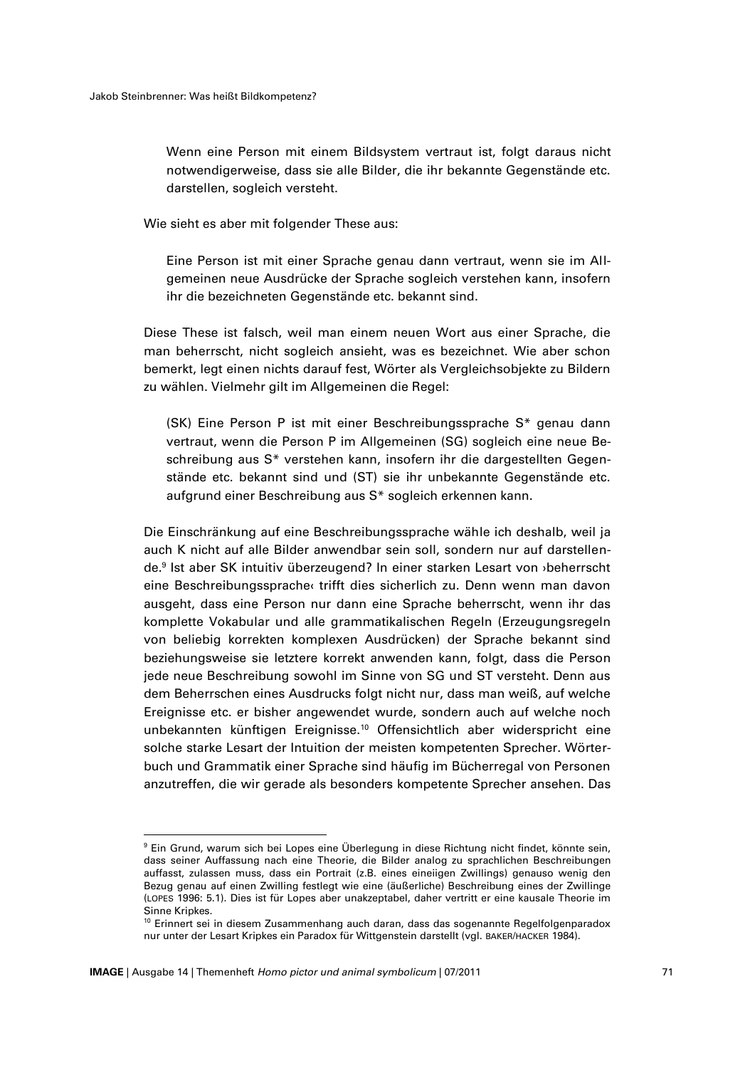> Wenn eine Person mit einem Bildsystem vertraut ist, folgt daraus nicht notwendigerweise, dass sie alle Bilder, die ihr bekannte Gegenstände etc. darstellen, sogleich versteht.

Wie sieht es aber mit folgender These aus:

> Eine Person ist mit einer Sprache genau dann vertraut, wenn sie im Allgemeinen neue Ausdrücke der Sprache sogleich verstehen kann, insofern ihr die bezeichneten Gegenstände etc. bekannt sind.

Diese These ist falsch, weil man einem neuen Wort aus einer Sprache, die man beherrscht, nicht sogleich ansieht, was es bezeichnet. Wie aber schon bemerkt, legt einen nichts darauf fest, Wörter als Vergleichsobjekte zu Bildern zu wählen. Vielmehr gilt im Allgemeinen die Regel:

> (SK) Eine Person P ist mit einer Beschreibungssprache S* genau dann vertraut, wenn die Person P im Allgemeinen (SG) sogleich eine neue Beschreibung aus S* verstehen kann, insofern ihr die dargestellten Gegenstände etc. bekannt sind und (ST) sie ihr unbekannte Gegenstände etc. aufgrund einer Beschreibung aus S* sogleich erkennen kann.

Die Einschränkung auf eine Beschreibungssprache wähle ich deshalb, weil ja auch K nicht auf alle Bilder anwendbar sein soll, sondern nur auf darstellende.[9] Ist aber SK intuitiv überzeugend? In einer starken Lesart von ›beherrscht eine Beschreibungssprache‹ trifft dies sicherlich zu. Denn wenn man davon ausgeht, dass eine Person nur dann eine Sprache beherrscht, wenn ihr das komplette Vokabular und alle grammatikalischen Regeln (Erzeugungsregeln von beliebig korrekten komplexen Ausdrücken) der Sprache bekannt sind beziehungsweise sie letztere korrekt anwenden kann, folgt, dass die Person jede neue Beschreibung sowohl im Sinne von SG und ST versteht. Denn aus dem Beherrschen eines Ausdrucks folgt nicht nur, dass man weiß, auf welche Ereignisse etc. er bisher angewendet wurde, sondern auch auf welche noch unbekannten künftigen Ereignisse.[10] Offensichtlich aber widerspricht eine solche starke Lesart der Intuition der meisten kompetenten Sprecher. Wörterbuch und Grammatik einer Sprache sind häufig im Bücherregal von Personen anzutreffen, die wir gerade als besonders kompetente Sprecher ansehen. Das

---

[9] Ein Grund, warum sich bei Lopes eine Überlegung in diese Richtung nicht findet, könnte sein, dass seiner Auffassung nach eine Theorie, die Bilder analog zu sprachlichen Beschreibungen auffasst, zulassen muss, dass ein Portrait (z.B. eines eineiigen Zwillings) genauso wenig den Bezug genau auf einen Zwilling festlegt wie eine (äußerliche) Beschreibung eines der Zwillinge (LOPES 1996: 5.1). Dies ist für Lopes aber unakzeptabel, daher vertritt er eine kausale Theorie im Sinne Kripkes.

[10] Erinnert sei in diesem Zusammenhang auch daran, dass das sogenannte Regelfolgenparadox nur unter der Lesart Kripkes ein Paradox für Wittgenstein darstellt (vgl. BAKER/HACKER 1984).